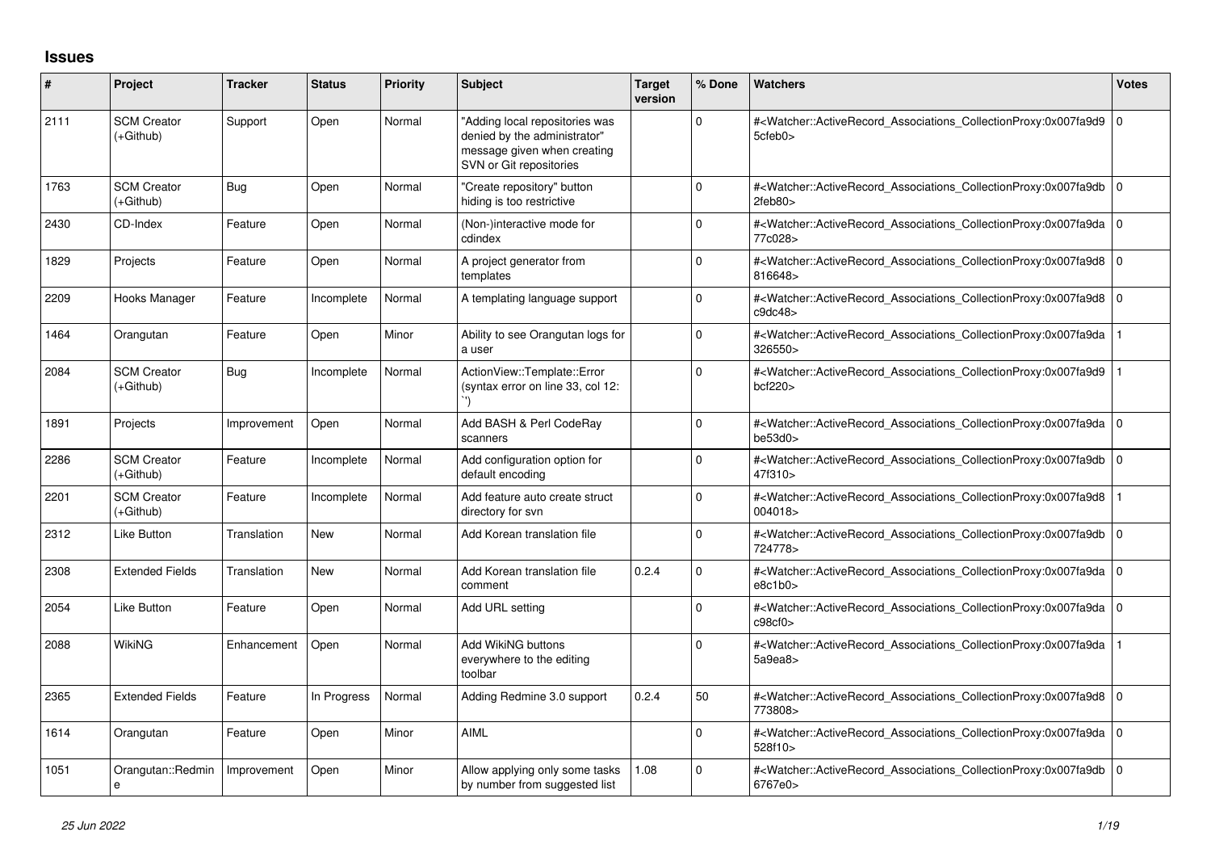## Issues

| # | Project | Tracker | Status | Priority | Subject | Target version | % Done | Watchers | Votes |
|---|---|---|---|---|---|---|---|---|---|
| 2111 | SCM Creator (+Github) | Support | Open | Normal | "Adding local repositories was denied by the administrator" message given when creating SVN or Git repositories | | 0 | #<Watcher::ActiveRecord_Associations_CollectionProxy:0x007fa9d95cfeb0> | 0 |
| 1763 | SCM Creator (+Github) | Bug | Open | Normal | "Create repository" button hiding is too restrictive | | 0 | #<Watcher::ActiveRecord_Associations_CollectionProxy:0x007fa9db2feb80> | 0 |
| 2430 | CD-Index | Feature | Open | Normal | (Non-)interactive mode for cdindex | | 0 | #<Watcher::ActiveRecord_Associations_CollectionProxy:0x007fa9da77c028> | 0 |
| 1829 | Projects | Feature | Open | Normal | A project generator from templates | | 0 | #<Watcher::ActiveRecord_Associations_CollectionProxy:0x007fa9d8816648> | 0 |
| 2209 | Hooks Manager | Feature | Incomplete | Normal | A templating language support | | 0 | #<Watcher::ActiveRecord_Associations_CollectionProxy:0x007fa9d8c9dc48> | 0 |
| 1464 | Orangutan | Feature | Open | Minor | Ability to see Orangutan logs for a user | | 0 | #<Watcher::ActiveRecord_Associations_CollectionProxy:0x007fa9da326550> | 1 |
| 2084 | SCM Creator (+Github) | Bug | Incomplete | Normal | ActionView::Template::Error (syntax error on line 33, col 12: ``) | | 0 | #<Watcher::ActiveRecord_Associations_CollectionProxy:0x007fa9d9bcf220> | 1 |
| 1891 | Projects | Improvement | Open | Normal | Add BASH & Perl CodeRay scanners | | 0 | #<Watcher::ActiveRecord_Associations_CollectionProxy:0x007fa9dabe53d0> | 0 |
| 2286 | SCM Creator (+Github) | Feature | Incomplete | Normal | Add configuration option for default encoding | | 0 | #<Watcher::ActiveRecord_Associations_CollectionProxy:0x007fa9db47f310> | 0 |
| 2201 | SCM Creator (+Github) | Feature | Incomplete | Normal | Add feature auto create struct directory for svn | | 0 | #<Watcher::ActiveRecord_Associations_CollectionProxy:0x007fa9d8004018> | 1 |
| 2312 | Like Button | Translation | New | Normal | Add Korean translation file | | 0 | #<Watcher::ActiveRecord_Associations_CollectionProxy:0x007fa9db724778> | 0 |
| 2308 | Extended Fields | Translation | New | Normal | Add Korean translation file comment | 0.2.4 | 0 | #<Watcher::ActiveRecord_Associations_CollectionProxy:0x007fa9dae8c1b0> | 0 |
| 2054 | Like Button | Feature | Open | Normal | Add URL setting | | 0 | #<Watcher::ActiveRecord_Associations_CollectionProxy:0x007fa9dac98cf0> | 0 |
| 2088 | WikiNG | Enhancement | Open | Normal | Add WikiNG buttons everywhere to the editing toolbar | | 0 | #<Watcher::ActiveRecord_Associations_CollectionProxy:0x007fa9da5a9ea8> | 1 |
| 2365 | Extended Fields | Feature | In Progress | Normal | Adding Redmine 3.0 support | 0.2.4 | 50 | #<Watcher::ActiveRecord_Associations_CollectionProxy:0x007fa9d8773808> | 0 |
| 1614 | Orangutan | Feature | Open | Minor | AIML | | 0 | #<Watcher::ActiveRecord_Associations_CollectionProxy:0x007fa9da528f10> | 0 |
| 1051 | Orangutan::Redmine | Improvement | Open | Minor | Allow applying only some tasks by number from suggested list | 1.08 | 0 | #<Watcher::ActiveRecord_Associations_CollectionProxy:0x007fa9db6767e0> | 0 |

*25 Jun 2022*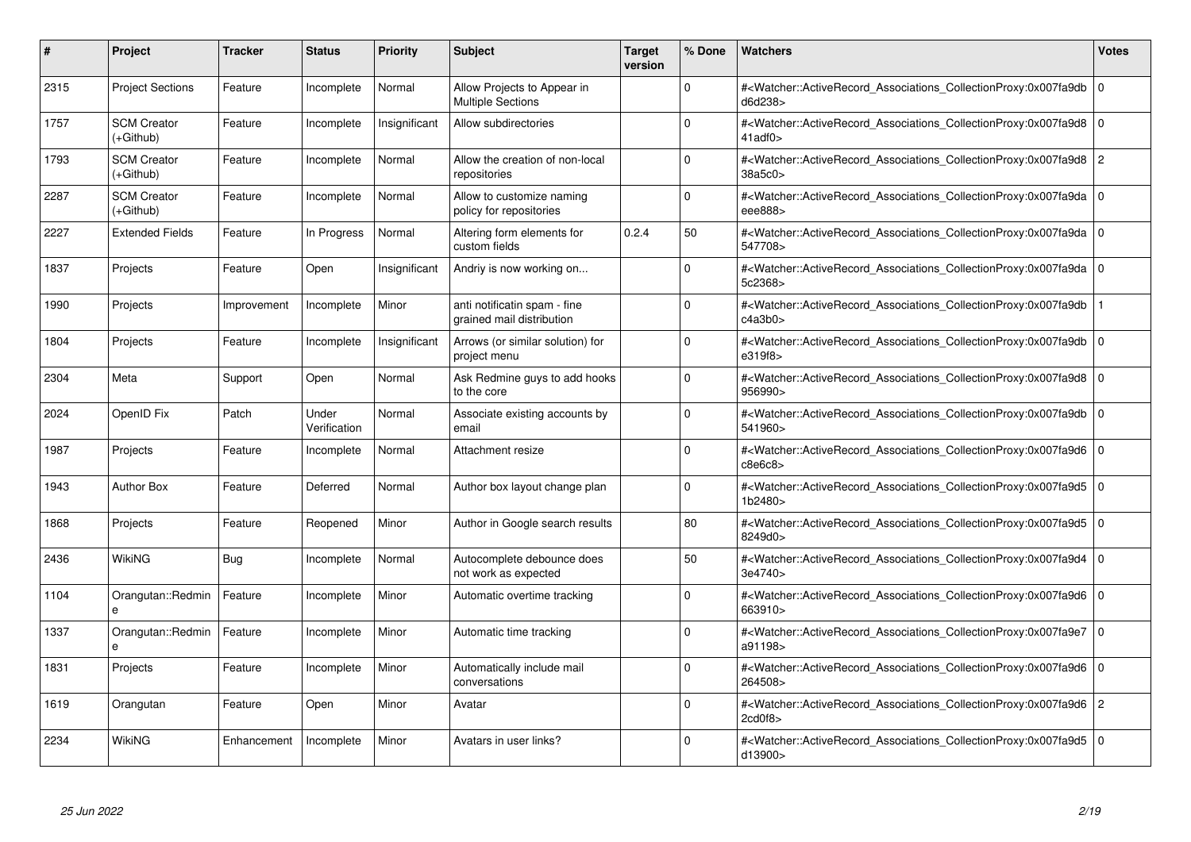| # | Project | Tracker | Status | Priority | Subject | Target version | % Done | Watchers | Votes |
|---|---|---|---|---|---|---|---|---|---|
| 2315 | Project Sections | Feature | Incomplete | Normal | Allow Projects to Appear in Multiple Sections | | 0 | #<Watcher::ActiveRecord_Associations_CollectionProxy:0x007fa9dbd6d238> | 0 |
| 1757 | SCM Creator (+Github) | Feature | Incomplete | Insignificant | Allow subdirectories | | 0 | #<Watcher::ActiveRecord_Associations_CollectionProxy:0x007fa9d841adf0> | 0 |
| 1793 | SCM Creator (+Github) | Feature | Incomplete | Normal | Allow the creation of non-local repositories | | 0 | #<Watcher::ActiveRecord_Associations_CollectionProxy:0x007fa9d838a5c0> | 2 |
| 2287 | SCM Creator (+Github) | Feature | Incomplete | Normal | Allow to customize naming policy for repositories | | 0 | #<Watcher::ActiveRecord_Associations_CollectionProxy:0x007fa9daeee888> | 0 |
| 2227 | Extended Fields | Feature | In Progress | Normal | Altering form elements for custom fields | 0.2.4 | 50 | #<Watcher::ActiveRecord_Associations_CollectionProxy:0x007fa9da547708> | 0 |
| 1837 | Projects | Feature | Open | Insignificant | Andriy is now working on... | | 0 | #<Watcher::ActiveRecord_Associations_CollectionProxy:0x007fa9da5c2368> | 0 |
| 1990 | Projects | Improvement | Incomplete | Minor | anti notificatin spam - fine grained mail distribution | | 0 | #<Watcher::ActiveRecord_Associations_CollectionProxy:0x007fa9dbc4a3b0> | 1 |
| 1804 | Projects | Feature | Incomplete | Insignificant | Arrows (or similar solution) for project menu | | 0 | #<Watcher::ActiveRecord_Associations_CollectionProxy:0x007fa9dbe319f8> | 0 |
| 2304 | Meta | Support | Open | Normal | Ask Redmine guys to add hooks to the core | | 0 | #<Watcher::ActiveRecord_Associations_CollectionProxy:0x007fa9d8956990> | 0 |
| 2024 | OpenID Fix | Patch | Under Verification | Normal | Associate existing accounts by email | | 0 | #<Watcher::ActiveRecord_Associations_CollectionProxy:0x007fa9db541960> | 0 |
| 1987 | Projects | Feature | Incomplete | Normal | Attachment resize | | 0 | #<Watcher::ActiveRecord_Associations_CollectionProxy:0x007fa9d6c8e6c8> | 0 |
| 1943 | Author Box | Feature | Deferred | Normal | Author box layout change plan | | 0 | #<Watcher::ActiveRecord_Associations_CollectionProxy:0x007fa9d51b2480> | 0 |
| 1868 | Projects | Feature | Reopened | Minor | Author in Google search results | | 80 | #<Watcher::ActiveRecord_Associations_CollectionProxy:0x007fa9d58249d0> | 0 |
| 2436 | WikiNG | Bug | Incomplete | Normal | Autocomplete debounce does not work as expected | | 50 | #<Watcher::ActiveRecord_Associations_CollectionProxy:0x007fa9d43e4740> | 0 |
| 1104 | Orangutan::Redmine | Feature | Incomplete | Minor | Automatic overtime tracking | | 0 | #<Watcher::ActiveRecord_Associations_CollectionProxy:0x007fa9d6663910> | 0 |
| 1337 | Orangutan::Redmine | Feature | Incomplete | Minor | Automatic time tracking | | 0 | #<Watcher::ActiveRecord_Associations_CollectionProxy:0x007fa9e7a91198> | 0 |
| 1831 | Projects | Feature | Incomplete | Minor | Automatically include mail conversations | | 0 | #<Watcher::ActiveRecord_Associations_CollectionProxy:0x007fa9d6264508> | 0 |
| 1619 | Orangutan | Feature | Open | Minor | Avatar | | 0 | #<Watcher::ActiveRecord_Associations_CollectionProxy:0x007fa9d62cd0f8> | 2 |
| 2234 | WikiNG | Enhancement | Incomplete | Minor | Avatars in user links? | | 0 | #<Watcher::ActiveRecord_Associations_CollectionProxy:0x007fa9d5d13900> | 0 |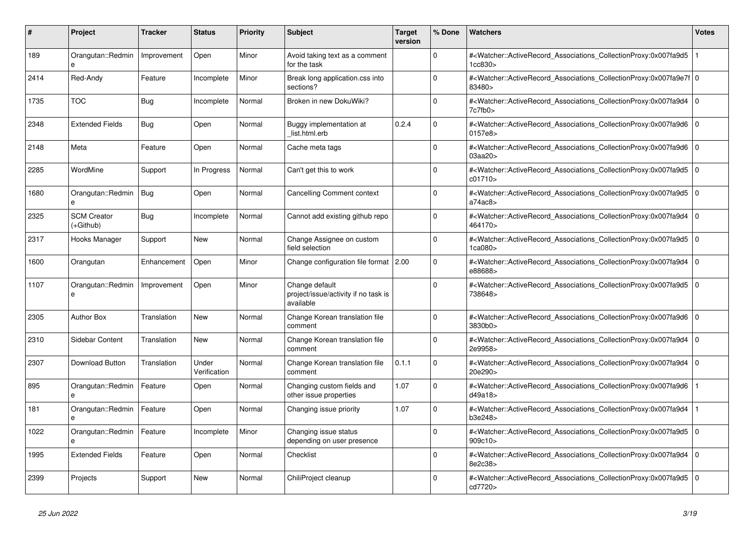| # | Project | Tracker | Status | Priority | Subject | Target version | % Done | Watchers | Votes |
|---|---|---|---|---|---|---|---|---|---|
| 189 | Orangutan::Redmine | Improvement | Open | Minor | Avoid taking text as a comment for the task | | 0 | #<Watcher::ActiveRecord_Associations_CollectionProxy:0x007fa9d51cc830> | 1 |
| 2414 | Red-Andy | Feature | Incomplete | Minor | Break long application.css into sections? | | 0 | #<Watcher::ActiveRecord_Associations_CollectionProxy:0x007fa9e7f83480> | 0 |
| 1735 | TOC | Bug | Incomplete | Normal | Broken in new DokuWiki? | | 0 | #<Watcher::ActiveRecord_Associations_CollectionProxy:0x007fa9d47c7fb0> | 0 |
| 2348 | Extended Fields | Bug | Open | Normal | Buggy implementation at _list.html.erb | 0.2.4 | 0 | #<Watcher::ActiveRecord_Associations_CollectionProxy:0x007fa9d60157e8> | 0 |
| 2148 | Meta | Feature | Open | Normal | Cache meta tags | | 0 | #<Watcher::ActiveRecord_Associations_CollectionProxy:0x007fa9d603aa20> | 0 |
| 2285 | WordMine | Support | In Progress | Normal | Can't get this to work | | 0 | #<Watcher::ActiveRecord_Associations_CollectionProxy:0x007fa9d5c01710> | 0 |
| 1680 | Orangutan::Redmine | Bug | Open | Normal | Cancelling Comment context | | 0 | #<Watcher::ActiveRecord_Associations_CollectionProxy:0x007fa9d5a74ac8> | 0 |
| 2325 | SCM Creator (+Github) | Bug | Incomplete | Normal | Cannot add existing github repo | | 0 | #<Watcher::ActiveRecord_Associations_CollectionProxy:0x007fa9d4464170> | 0 |
| 2317 | Hooks Manager | Support | New | Normal | Change Assignee on custom field selection | | 0 | #<Watcher::ActiveRecord_Associations_CollectionProxy:0x007fa9d51ca080> | 0 |
| 1600 | Orangutan | Enhancement | Open | Minor | Change configuration file format | 2.00 | 0 | #<Watcher::ActiveRecord_Associations_CollectionProxy:0x007fa9d4e88688> | 0 |
| 1107 | Orangutan::Redmine | Improvement | Open | Minor | Change default project/issue/activity if no task is available | | 0 | #<Watcher::ActiveRecord_Associations_CollectionProxy:0x007fa9d5738648> | 0 |
| 2305 | Author Box | Translation | New | Normal | Change Korean translation file comment | | 0 | #<Watcher::ActiveRecord_Associations_CollectionProxy:0x007fa9d63830b0> | 0 |
| 2310 | Sidebar Content | Translation | New | Normal | Change Korean translation file comment | | 0 | #<Watcher::ActiveRecord_Associations_CollectionProxy:0x007fa9d42e9958> | 0 |
| 2307 | Download Button | Translation | Under Verification | Normal | Change Korean translation file comment | 0.1.1 | 0 | #<Watcher::ActiveRecord_Associations_CollectionProxy:0x007fa9d420e290> | 0 |
| 895 | Orangutan::Redmine | Feature | Open | Normal | Changing custom fields and other issue properties | 1.07 | 0 | #<Watcher::ActiveRecord_Associations_CollectionProxy:0x007fa9d6d49a18> | 1 |
| 181 | Orangutan::Redmine | Feature | Open | Normal | Changing issue priority | 1.07 | 0 | #<Watcher::ActiveRecord_Associations_CollectionProxy:0x007fa9d4b3e248> | 1 |
| 1022 | Orangutan::Redmine | Feature | Incomplete | Minor | Changing issue status depending on user presence | | 0 | #<Watcher::ActiveRecord_Associations_CollectionProxy:0x007fa9d5909c10> | 0 |
| 1995 | Extended Fields | Feature | Open | Normal | Checklist | | 0 | #<Watcher::ActiveRecord_Associations_CollectionProxy:0x007fa9d48e2c38> | 0 |
| 2399 | Projects | Support | New | Normal | ChiliProject cleanup | | 0 | #<Watcher::ActiveRecord_Associations_CollectionProxy:0x007fa9d5cd7720> | 0 |

*25 Jun 2022*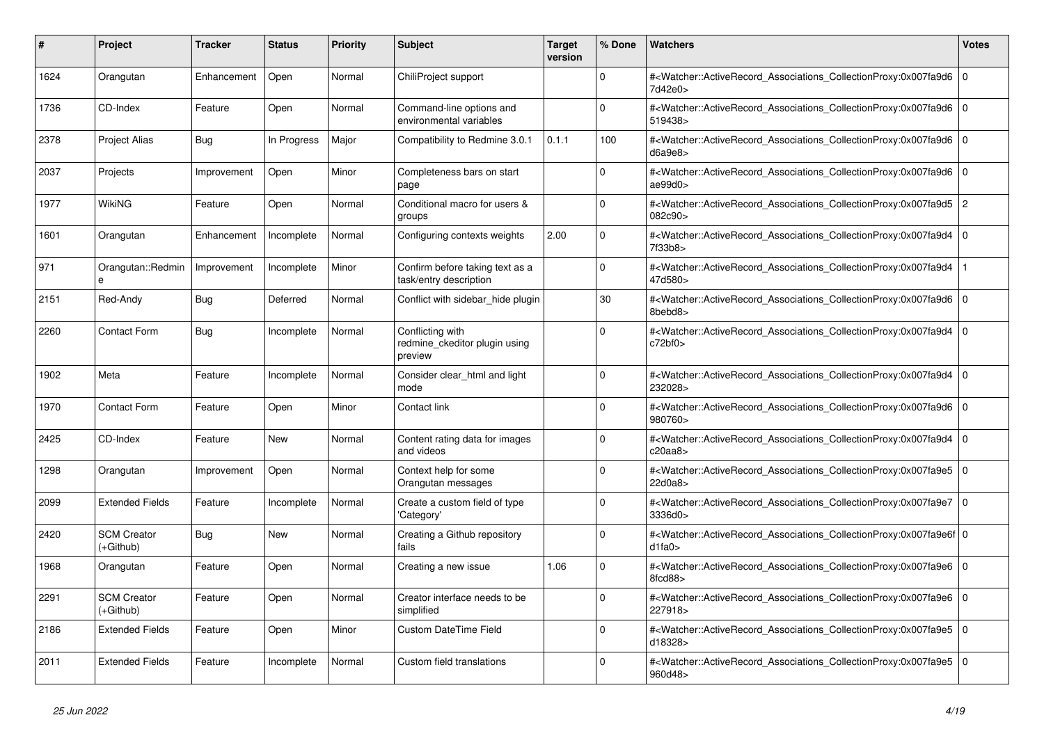| # | Project | Tracker | Status | Priority | Subject | Target version | % Done | Watchers | Votes |
|---|---|---|---|---|---|---|---|---|---|
| 1624 | Orangutan | Enhancement | Open | Normal | ChiliProject support | | 0 | #<Watcher::ActiveRecord_Associations_CollectionProxy:0x007fa9d67d42e0> | 0 |
| 1736 | CD-Index | Feature | Open | Normal | Command-line options and environmental variables | | 0 | #<Watcher::ActiveRecord_Associations_CollectionProxy:0x007fa9d6519438> | 0 |
| 2378 | Project Alias | Bug | In Progress | Major | Compatibility to Redmine 3.0.1 | 0.1.1 | 100 | #<Watcher::ActiveRecord_Associations_CollectionProxy:0x007fa9d6d6a9e8> | 0 |
| 2037 | Projects | Improvement | Open | Minor | Completeness bars on start page | | 0 | #<Watcher::ActiveRecord_Associations_CollectionProxy:0x007fa9d6ae99d0> | 0 |
| 1977 | WikiNG | Feature | Open | Normal | Conditional macro for users & groups | | 0 | #<Watcher::ActiveRecord_Associations_CollectionProxy:0x007fa9d5082c90> | 2 |
| 1601 | Orangutan | Enhancement | Incomplete | Normal | Configuring contexts weights | 2.00 | 0 | #<Watcher::ActiveRecord_Associations_CollectionProxy:0x007fa9d47f33b8> | 0 |
| 971 | Orangutan::Redmine | Improvement | Incomplete | Minor | Confirm before taking text as a task/entry description | | 0 | #<Watcher::ActiveRecord_Associations_CollectionProxy:0x007fa9d447d580> | 1 |
| 2151 | Red-Andy | Bug | Deferred | Normal | Conflict with sidebar_hide plugin | | 30 | #<Watcher::ActiveRecord_Associations_CollectionProxy:0x007fa9d68bebd8> | 0 |
| 2260 | Contact Form | Bug | Incomplete | Normal | Conflicting with redmine_ckeditor plugin using preview | | 0 | #<Watcher::ActiveRecord_Associations_CollectionProxy:0x007fa9d4c72bf0> | 0 |
| 1902 | Meta | Feature | Incomplete | Normal | Consider clear_html and light mode | | 0 | #<Watcher::ActiveRecord_Associations_CollectionProxy:0x007fa9d4232028> | 0 |
| 1970 | Contact Form | Feature | Open | Minor | Contact link | | 0 | #<Watcher::ActiveRecord_Associations_CollectionProxy:0x007fa9d6980760> | 0 |
| 2425 | CD-Index | Feature | New | Normal | Content rating data for images and videos | | 0 | #<Watcher::ActiveRecord_Associations_CollectionProxy:0x007fa9d4c20aa8> | 0 |
| 1298 | Orangutan | Improvement | Open | Normal | Context help for some Orangutan messages | | 0 | #<Watcher::ActiveRecord_Associations_CollectionProxy:0x007fa9e522d0a8> | 0 |
| 2099 | Extended Fields | Feature | Incomplete | Normal | Create a custom field of type 'Category' | | 0 | #<Watcher::ActiveRecord_Associations_CollectionProxy:0x007fa9e73336d0> | 0 |
| 2420 | SCM Creator (+Github) | Bug | New | Normal | Creating a Github repository fails | | 0 | #<Watcher::ActiveRecord_Associations_CollectionProxy:0x007fa9e6fd1fa0> | 0 |
| 1968 | Orangutan | Feature | Open | Normal | Creating a new issue | 1.06 | 0 | #<Watcher::ActiveRecord_Associations_CollectionProxy:0x007fa9e68fcd88> | 0 |
| 2291 | SCM Creator (+Github) | Feature | Open | Normal | Creator interface needs to be simplified | | 0 | #<Watcher::ActiveRecord_Associations_CollectionProxy:0x007fa9e6227918> | 0 |
| 2186 | Extended Fields | Feature | Open | Minor | Custom DateTime Field | | 0 | #<Watcher::ActiveRecord_Associations_CollectionProxy:0x007fa9e5d18328> | 0 |
| 2011 | Extended Fields | Feature | Incomplete | Normal | Custom field translations | | 0 | #<Watcher::ActiveRecord_Associations_CollectionProxy:0x007fa9e5960d48> | 0 |

*25 Jun 2022*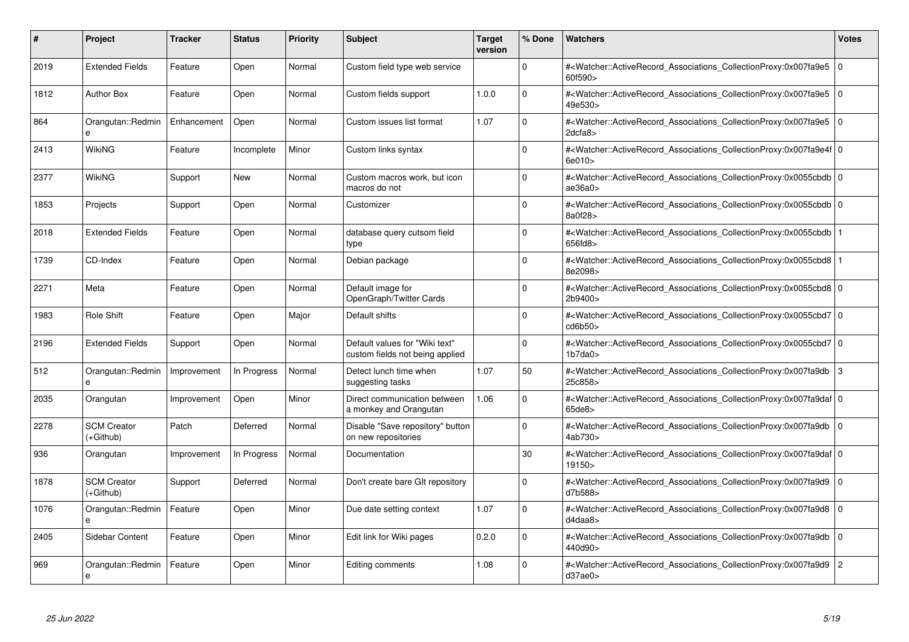| # | Project | Tracker | Status | Priority | Subject | Target version | % Done | Watchers | Votes |
|---|---|---|---|---|---|---|---|---|---|
| 2019 | Extended Fields | Feature | Open | Normal | Custom field type web service | | 0 | #<Watcher::ActiveRecord_Associations_CollectionProxy:0x007fa9e5 60f590> | 0 |
| 1812 | Author Box | Feature | Open | Normal | Custom fields support | 1.0.0 | 0 | #<Watcher::ActiveRecord_Associations_CollectionProxy:0x007fa9e5 49e530> | 0 |
| 864 | Orangutan::Redmine | Enhancement | Open | Normal | Custom issues list format | 1.07 | 0 | #<Watcher::ActiveRecord_Associations_CollectionProxy:0x007fa9e5 2dcfa8> | 0 |
| 2413 | WikiNG | Feature | Incomplete | Minor | Custom links syntax | | 0 | #<Watcher::ActiveRecord_Associations_CollectionProxy:0x007fa9e4f 6e010> | 0 |
| 2377 | WikiNG | Support | New | Normal | Custom macros work, but icon macros do not | | 0 | #<Watcher::ActiveRecord_Associations_CollectionProxy:0x0055cbdb ae36a0> | 0 |
| 1853 | Projects | Support | Open | Normal | Customizer | | 0 | #<Watcher::ActiveRecord_Associations_CollectionProxy:0x0055cbdb 8a0f28> | 0 |
| 2018 | Extended Fields | Feature | Open | Normal | database query cutsom field type | | 0 | #<Watcher::ActiveRecord_Associations_CollectionProxy:0x0055cbdb 656fd8> | 1 |
| 1739 | CD-Index | Feature | Open | Normal | Debian package | | 0 | #<Watcher::ActiveRecord_Associations_CollectionProxy:0x0055cbd8 8e2098> | 1 |
| 2271 | Meta | Feature | Open | Normal | Default image for OpenGraph/Twitter Cards | | 0 | #<Watcher::ActiveRecord_Associations_CollectionProxy:0x0055cbd8 2b9400> | 0 |
| 1983 | Role Shift | Feature | Open | Major | Default shifts | | 0 | #<Watcher::ActiveRecord_Associations_CollectionProxy:0x0055cbd7 cd6b50> | 0 |
| 2196 | Extended Fields | Support | Open | Normal | Default values for "Wiki text" custom fields not being applied | | 0 | #<Watcher::ActiveRecord_Associations_CollectionProxy:0x0055cbd7 1b7da0> | 0 |
| 512 | Orangutan::Redmine | Improvement | In Progress | Normal | Detect lunch time when suggesting tasks | 1.07 | 50 | #<Watcher::ActiveRecord_Associations_CollectionProxy:0x007fa9db 25c858> | 3 |
| 2035 | Orangutan | Improvement | Open | Minor | Direct communication between a monkey and Orangutan | 1.06 | 0 | #<Watcher::ActiveRecord_Associations_CollectionProxy:0x007fa9daf 65de8> | 0 |
| 2278 | SCM Creator (+Github) | Patch | Deferred | Normal | Disable "Save repository" button on new repositories | | 0 | #<Watcher::ActiveRecord_Associations_CollectionProxy:0x007fa9db 4ab730> | 0 |
| 936 | Orangutan | Improvement | In Progress | Normal | Documentation | | 30 | #<Watcher::ActiveRecord_Associations_CollectionProxy:0x007fa9daf 19150> | 0 |
| 1878 | SCM Creator (+Github) | Support | Deferred | Normal | Don't create bare GIt repository | | 0 | #<Watcher::ActiveRecord_Associations_CollectionProxy:0x007fa9d9 d7b588> | 0 |
| 1076 | Orangutan::Redmine | Feature | Open | Minor | Due date setting context | 1.07 | 0 | #<Watcher::ActiveRecord_Associations_CollectionProxy:0x007fa9d8 d4daa8> | 0 |
| 2405 | Sidebar Content | Feature | Open | Minor | Edit link for Wiki pages | 0.2.0 | 0 | #<Watcher::ActiveRecord_Associations_CollectionProxy:0x007fa9db 440d90> | 0 |
| 969 | Orangutan::Redmine | Feature | Open | Minor | Editing comments | 1.08 | 0 | #<Watcher::ActiveRecord_Associations_CollectionProxy:0x007fa9d9 d37ae0> | 2 |

*25 Jun 2022*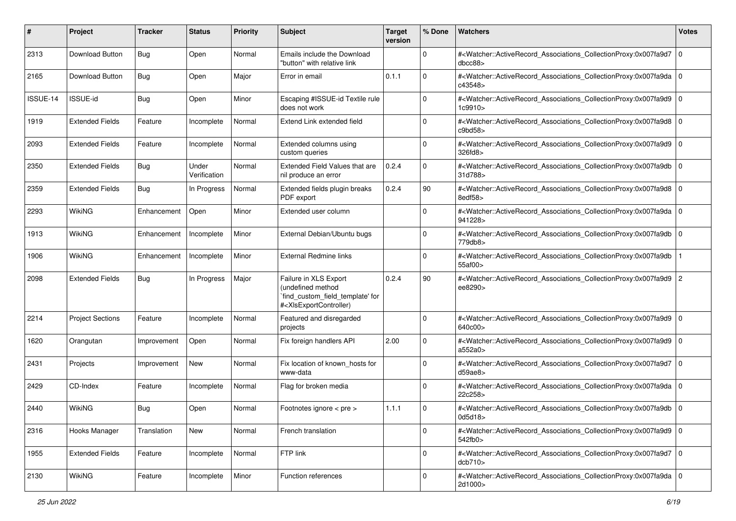| # | Project | Tracker | Status | Priority | Subject | Target version | % Done | Watchers | Votes |
|---|---|---|---|---|---|---|---|---|---|
| 2313 | Download Button | Bug | Open | Normal | Emails include the Download "button" with relative link | | 0 | #<Watcher::ActiveRecord_Associations_CollectionProxy:0x007fa9d7dbcc88> | 0 |
| 2165 | Download Button | Bug | Open | Major | Error in email | 0.1.1 | 0 | #<Watcher::ActiveRecord_Associations_CollectionProxy:0x007fa9dac43548> | 0 |
| ISSUE-14 | ISSUE-id | Bug | Open | Minor | Escaping #ISSUE-id Textile rule does not work | | 0 | #<Watcher::ActiveRecord_Associations_CollectionProxy:0x007fa9d91c9910> | 0 |
| 1919 | Extended Fields | Feature | Incomplete | Normal | Extend Link extended field | | 0 | #<Watcher::ActiveRecord_Associations_CollectionProxy:0x007fa9d8c9bd58> | 0 |
| 2093 | Extended Fields | Feature | Incomplete | Normal | Extended columns using custom queries | | 0 | #<Watcher::ActiveRecord_Associations_CollectionProxy:0x007fa9d9326fd8> | 0 |
| 2350 | Extended Fields | Bug | Under Verification | Normal | Extended Field Values that are nil produce an error | 0.2.4 | 0 | #<Watcher::ActiveRecord_Associations_CollectionProxy:0x007fa9db31d788> | 0 |
| 2359 | Extended Fields | Bug | In Progress | Normal | Extended fields plugin breaks PDF export | 0.2.4 | 90 | #<Watcher::ActiveRecord_Associations_CollectionProxy:0x007fa9d88edf58> | 0 |
| 2293 | WikiNG | Enhancement | Open | Minor | Extended user column | | 0 | #<Watcher::ActiveRecord_Associations_CollectionProxy:0x007fa9da941228> | 0 |
| 1913 | WikiNG | Enhancement | Incomplete | Minor | External Debian/Ubuntu bugs | | 0 | #<Watcher::ActiveRecord_Associations_CollectionProxy:0x007fa9db779db8> | 0 |
| 1906 | WikiNG | Enhancement | Incomplete | Minor | External Redmine links | | 0 | #<Watcher::ActiveRecord_Associations_CollectionProxy:0x007fa9db55af00> | 1 |
| 2098 | Extended Fields | Bug | In Progress | Major | Failure in XLS Export (undefined method `find_custom_field_template' for #<XlsExportController) | 0.2.4 | 90 | #<Watcher::ActiveRecord_Associations_CollectionProxy:0x007fa9d9ee8290> | 2 |
| 2214 | Project Sections | Feature | Incomplete | Normal | Featured and disregarded projects | | 0 | #<Watcher::ActiveRecord_Associations_CollectionProxy:0x007fa9d9640c00> | 0 |
| 1620 | Orangutan | Improvement | Open | Normal | Fix foreign handlers API | 2.00 | 0 | #<Watcher::ActiveRecord_Associations_CollectionProxy:0x007fa9d9a552a0> | 0 |
| 2431 | Projects | Improvement | New | Normal | Fix location of known_hosts for www-data | | 0 | #<Watcher::ActiveRecord_Associations_CollectionProxy:0x007fa9d7d59ae8> | 0 |
| 2429 | CD-Index | Feature | Incomplete | Normal | Flag for broken media | | 0 | #<Watcher::ActiveRecord_Associations_CollectionProxy:0x007fa9da22c258> | 0 |
| 2440 | WikiNG | Bug | Open | Normal | Footnotes ignore < pre > | 1.1.1 | 0 | #<Watcher::ActiveRecord_Associations_CollectionProxy:0x007fa9db0d5d18> | 0 |
| 2316 | Hooks Manager | Translation | New | Normal | French translation | | 0 | #<Watcher::ActiveRecord_Associations_CollectionProxy:0x007fa9d9542fb0> | 0 |
| 1955 | Extended Fields | Feature | Incomplete | Normal | FTP link | | 0 | #<Watcher::ActiveRecord_Associations_CollectionProxy:0x007fa9d7dcb710> | 0 |
| 2130 | WikiNG | Feature | Incomplete | Minor | Function references | | 0 | #<Watcher::ActiveRecord_Associations_CollectionProxy:0x007fa9da2d1000> | 0 |

*25 Jun 2022*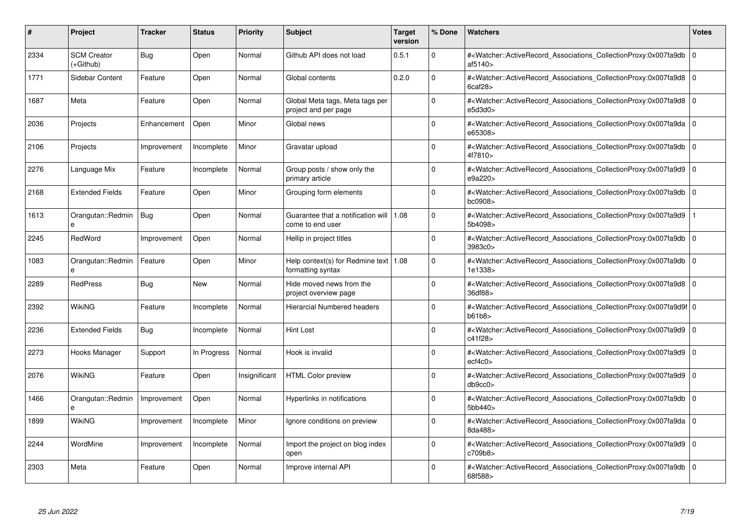| # | Project | Tracker | Status | Priority | Subject | Target version | % Done | Watchers | Votes |
|---|---|---|---|---|---|---|---|---|---|
| 2334 | SCM Creator (+Github) | Bug | Open | Normal | Github API does not load | 0.5.1 | 0 | #<Watcher::ActiveRecord_Associations_CollectionProxy:0x007fa9dbaf5140> | 0 |
| 1771 | Sidebar Content | Feature | Open | Normal | Global contents | 0.2.0 | 0 | #<Watcher::ActiveRecord_Associations_CollectionProxy:0x007fa9d86caf28> | 0 |
| 1687 | Meta | Feature | Open | Normal | Global Meta tags, Meta tags per project and per page | | 0 | #<Watcher::ActiveRecord_Associations_CollectionProxy:0x007fa9d8e5d3d0> | 0 |
| 2036 | Projects | Enhancement | Open | Minor | Global news | | 0 | #<Watcher::ActiveRecord_Associations_CollectionProxy:0x007fa9dae65308> | 0 |
| 2106 | Projects | Improvement | Incomplete | Minor | Gravatar upload | | 0 | #<Watcher::ActiveRecord_Associations_CollectionProxy:0x007fa9db4f7810> | 0 |
| 2276 | Language Mix | Feature | Incomplete | Normal | Group posts / show only the primary article | | 0 | #<Watcher::ActiveRecord_Associations_CollectionProxy:0x007fa9d9e9a220> | 0 |
| 2168 | Extended Fields | Feature | Open | Minor | Grouping form elements | | 0 | #<Watcher::ActiveRecord_Associations_CollectionProxy:0x007fa9dbbc0908> | 0 |
| 1613 | Orangutan::Redmine | Bug | Open | Normal | Guarantee that a notification will come to end user | 1.08 | 0 | #<Watcher::ActiveRecord_Associations_CollectionProxy:0x007fa9d95b4098> | 1 |
| 2245 | RedWord | Improvement | Open | Normal | Hellip in project titles | | 0 | #<Watcher::ActiveRecord_Associations_CollectionProxy:0x007fa9db3983c0> | 0 |
| 1083 | Orangutan::Redmine | Feature | Open | Minor | Help context(s) for Redmine text formatting syntax | 1.08 | 0 | #<Watcher::ActiveRecord_Associations_CollectionProxy:0x007fa9db1e1338> | 0 |
| 2289 | RedPress | Bug | New | Normal | Hide moved news from the project overview page | | 0 | #<Watcher::ActiveRecord_Associations_CollectionProxy:0x007fa9d836df88> | 0 |
| 2392 | WikiNG | Feature | Incomplete | Normal | Hierarcial Numbered headers | | 0 | #<Watcher::ActiveRecord_Associations_CollectionProxy:0x007fa9d9fb61b8> | 0 |
| 2236 | Extended Fields | Bug | Incomplete | Normal | Hint Lost | | 0 | #<Watcher::ActiveRecord_Associations_CollectionProxy:0x007fa9d9c41f28> | 0 |
| 2273 | Hooks Manager | Support | In Progress | Normal | Hook is invalid | | 0 | #<Watcher::ActiveRecord_Associations_CollectionProxy:0x007fa9d9ecf4c0> | 0 |
| 2076 | WikiNG | Feature | Open | Insignificant | HTML Color preview | | 0 | #<Watcher::ActiveRecord_Associations_CollectionProxy:0x007fa9d9db9cc0> | 0 |
| 1466 | Orangutan::Redmine | Improvement | Open | Normal | Hyperlinks in notifications | | 0 | #<Watcher::ActiveRecord_Associations_CollectionProxy:0x007fa9db5bb440> | 0 |
| 1899 | WikiNG | Improvement | Incomplete | Minor | Ignore conditions on preview | | 0 | #<Watcher::ActiveRecord_Associations_CollectionProxy:0x007fa9da8da488> | 0 |
| 2244 | WordMine | Improvement | Incomplete | Normal | Import the project on blog index open | | 0 | #<Watcher::ActiveRecord_Associations_CollectionProxy:0x007fa9d9c709b8> | 0 |
| 2303 | Meta | Feature | Open | Normal | Improve internal API | | 0 | #<Watcher::ActiveRecord_Associations_CollectionProxy:0x007fa9db68f588> | 0 |

*25 Jun 2022*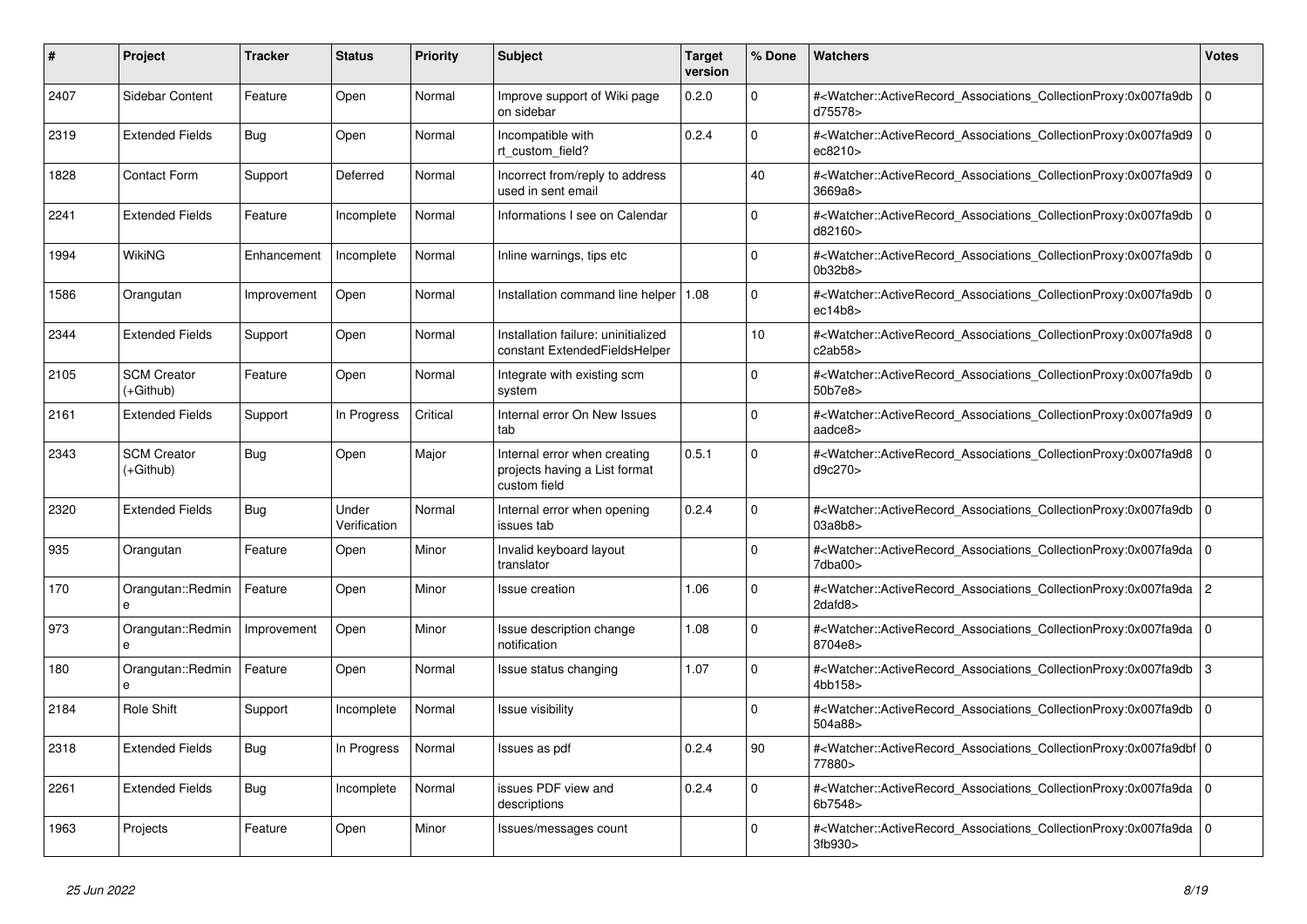| # | Project | Tracker | Status | Priority | Subject | Target version | % Done | Watchers | Votes |
|---|---|---|---|---|---|---|---|---|---|
| 2407 | Sidebar Content | Feature | Open | Normal | Improve support of Wiki page on sidebar | 0.2.0 | 0 | #<Watcher::ActiveRecord_Associations_CollectionProxy:0x007fa9db d75578> | 0 |
| 2319 | Extended Fields | Bug | Open | Normal | Incompatible with rt_custom_field? | 0.2.4 | 0 | #<Watcher::ActiveRecord_Associations_CollectionProxy:0x007fa9d9 ec8210> | 0 |
| 1828 | Contact Form | Support | Deferred | Normal | Incorrect from/reply to address used in sent email | | 40 | #<Watcher::ActiveRecord_Associations_CollectionProxy:0x007fa9d9 3669a8> | 0 |
| 2241 | Extended Fields | Feature | Incomplete | Normal | Informations I see on Calendar | | 0 | #<Watcher::ActiveRecord_Associations_CollectionProxy:0x007fa9db d82160> | 0 |
| 1994 | WikiNG | Enhancement | Incomplete | Normal | Inline warnings, tips etc | | 0 | #<Watcher::ActiveRecord_Associations_CollectionProxy:0x007fa9db 0b32b8> | 0 |
| 1586 | Orangutan | Improvement | Open | Normal | Installation command line helper | 1.08 | 0 | #<Watcher::ActiveRecord_Associations_CollectionProxy:0x007fa9db ec14b8> | 0 |
| 2344 | Extended Fields | Support | Open | Normal | Installation failure: uninitialized constant ExtendedFieldsHelper | | 10 | #<Watcher::ActiveRecord_Associations_CollectionProxy:0x007fa9d8 c2ab58> | 0 |
| 2105 | SCM Creator (+Github) | Feature | Open | Normal | Integrate with existing scm system | | 0 | #<Watcher::ActiveRecord_Associations_CollectionProxy:0x007fa9db 50b7e8> | 0 |
| 2161 | Extended Fields | Support | In Progress | Critical | Internal error On New Issues tab | | 0 | #<Watcher::ActiveRecord_Associations_CollectionProxy:0x007fa9d9 aadce8> | 0 |
| 2343 | SCM Creator (+Github) | Bug | Open | Major | Internal error when creating projects having a List format custom field | 0.5.1 | 0 | #<Watcher::ActiveRecord_Associations_CollectionProxy:0x007fa9d8 d9c270> | 0 |
| 2320 | Extended Fields | Bug | Under Verification | Normal | Internal error when opening issues tab | 0.2.4 | 0 | #<Watcher::ActiveRecord_Associations_CollectionProxy:0x007fa9db 03a8b8> | 0 |
| 935 | Orangutan | Feature | Open | Minor | Invalid keyboard layout translator | | 0 | #<Watcher::ActiveRecord_Associations_CollectionProxy:0x007fa9da 7dba00> | 0 |
| 170 | Orangutan::Redmine | Feature | Open | Minor | Issue creation | 1.06 | 0 | #<Watcher::ActiveRecord_Associations_CollectionProxy:0x007fa9da 2dafd8> | 2 |
| 973 | Orangutan::Redmine | Improvement | Open | Minor | Issue description change notification | 1.08 | 0 | #<Watcher::ActiveRecord_Associations_CollectionProxy:0x007fa9da 8704e8> | 0 |
| 180 | Orangutan::Redmine | Feature | Open | Normal | Issue status changing | 1.07 | 0 | #<Watcher::ActiveRecord_Associations_CollectionProxy:0x007fa9db 4bb158> | 3 |
| 2184 | Role Shift | Support | Incomplete | Normal | Issue visibility | | 0 | #<Watcher::ActiveRecord_Associations_CollectionProxy:0x007fa9db 504a88> | 0 |
| 2318 | Extended Fields | Bug | In Progress | Normal | Issues as pdf | 0.2.4 | 90 | #<Watcher::ActiveRecord_Associations_CollectionProxy:0x007fa9dbf 77880> | 0 |
| 2261 | Extended Fields | Bug | Incomplete | Normal | issues PDF view and descriptions | 0.2.4 | 0 | #<Watcher::ActiveRecord_Associations_CollectionProxy:0x007fa9da 6b7548> | 0 |
| 1963 | Projects | Feature | Open | Minor | Issues/messages count | | 0 | #<Watcher::ActiveRecord_Associations_CollectionProxy:0x007fa9da 3fb930> | 0 |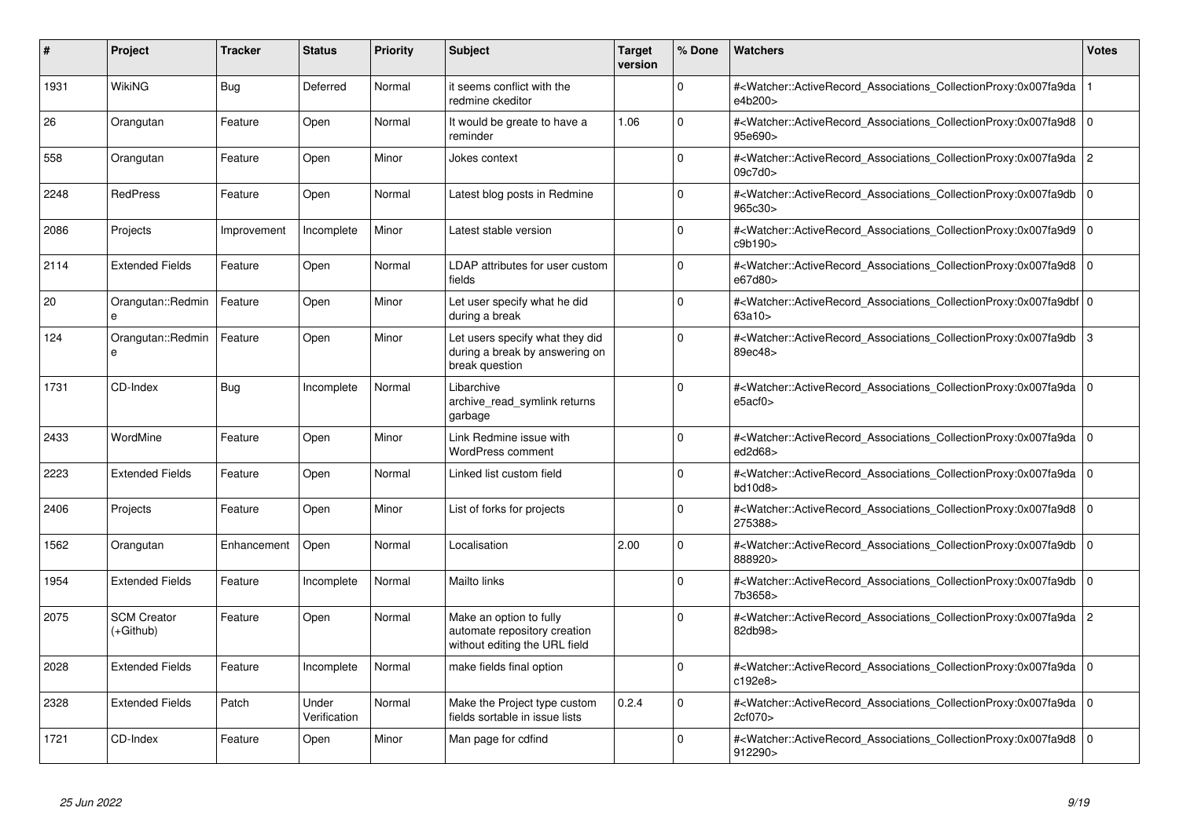| # | Project | Tracker | Status | Priority | Subject | Target version | % Done | Watchers | Votes |
|---|---|---|---|---|---|---|---|---|---|
| 1931 | WikiNG | Bug | Deferred | Normal | it seems conflict with the redmine ckeditor | | 0 | #<Watcher::ActiveRecord_Associations_CollectionProxy:0x007fa9dae4b200> | 1 |
| 26 | Orangutan | Feature | Open | Normal | It would be greate to have a reminder | 1.06 | 0 | #<Watcher::ActiveRecord_Associations_CollectionProxy:0x007fa9d895e690> | 0 |
| 558 | Orangutan | Feature | Open | Minor | Jokes context | | 0 | #<Watcher::ActiveRecord_Associations_CollectionProxy:0x007fa9da09c7d0> | 2 |
| 2248 | RedPress | Feature | Open | Normal | Latest blog posts in Redmine | | 0 | #<Watcher::ActiveRecord_Associations_CollectionProxy:0x007fa9db965c30> | 0 |
| 2086 | Projects | Improvement | Incomplete | Minor | Latest stable version | | 0 | #<Watcher::ActiveRecord_Associations_CollectionProxy:0x007fa9d9c9b190> | 0 |
| 2114 | Extended Fields | Feature | Open | Normal | LDAP attributes for user custom fields | | 0 | #<Watcher::ActiveRecord_Associations_CollectionProxy:0x007fa9d8e67d80> | 0 |
| 20 | Orangutan::Redmine | Feature | Open | Minor | Let user specify what he did during a break | | 0 | #<Watcher::ActiveRecord_Associations_CollectionProxy:0x007fa9dbf63a10> | 0 |
| 124 | Orangutan::Redmine | Feature | Open | Minor | Let users specify what they did during a break by answering on break question | | 0 | #<Watcher::ActiveRecord_Associations_CollectionProxy:0x007fa9db89ec48> | 3 |
| 1731 | CD-Index | Bug | Incomplete | Normal | Libarchive archive_read_symlink returns garbage | | 0 | #<Watcher::ActiveRecord_Associations_CollectionProxy:0x007fa9dae5acf0> | 0 |
| 2433 | WordMine | Feature | Open | Minor | Link Redmine issue with WordPress comment | | 0 | #<Watcher::ActiveRecord_Associations_CollectionProxy:0x007fa9daed2d68> | 0 |
| 2223 | Extended Fields | Feature | Open | Normal | Linked list custom field | | 0 | #<Watcher::ActiveRecord_Associations_CollectionProxy:0x007fa9dabd10d8> | 0 |
| 2406 | Projects | Feature | Open | Minor | List of forks for projects | | 0 | #<Watcher::ActiveRecord_Associations_CollectionProxy:0x007fa9d8275388> | 0 |
| 1562 | Orangutan | Enhancement | Open | Normal | Localisation | 2.00 | 0 | #<Watcher::ActiveRecord_Associations_CollectionProxy:0x007fa9db888920> | 0 |
| 1954 | Extended Fields | Feature | Incomplete | Normal | Mailto links | | 0 | #<Watcher::ActiveRecord_Associations_CollectionProxy:0x007fa9db7b3658> | 0 |
| 2075 | SCM Creator (+Github) | Feature | Open | Normal | Make an option to fully automate repository creation without editing the URL field | | 0 | #<Watcher::ActiveRecord_Associations_CollectionProxy:0x007fa9da82db98> | 2 |
| 2028 | Extended Fields | Feature | Incomplete | Normal | make fields final option | | 0 | #<Watcher::ActiveRecord_Associations_CollectionProxy:0x007fa9dac192e8> | 0 |
| 2328 | Extended Fields | Patch | Under Verification | Normal | Make the Project type custom fields sortable in issue lists | 0.2.4 | 0 | #<Watcher::ActiveRecord_Associations_CollectionProxy:0x007fa9da2cf070> | 0 |
| 1721 | CD-Index | Feature | Open | Minor | Man page for cdfind | | 0 | #<Watcher::ActiveRecord_Associations_CollectionProxy:0x007fa9d8912290> | 0 |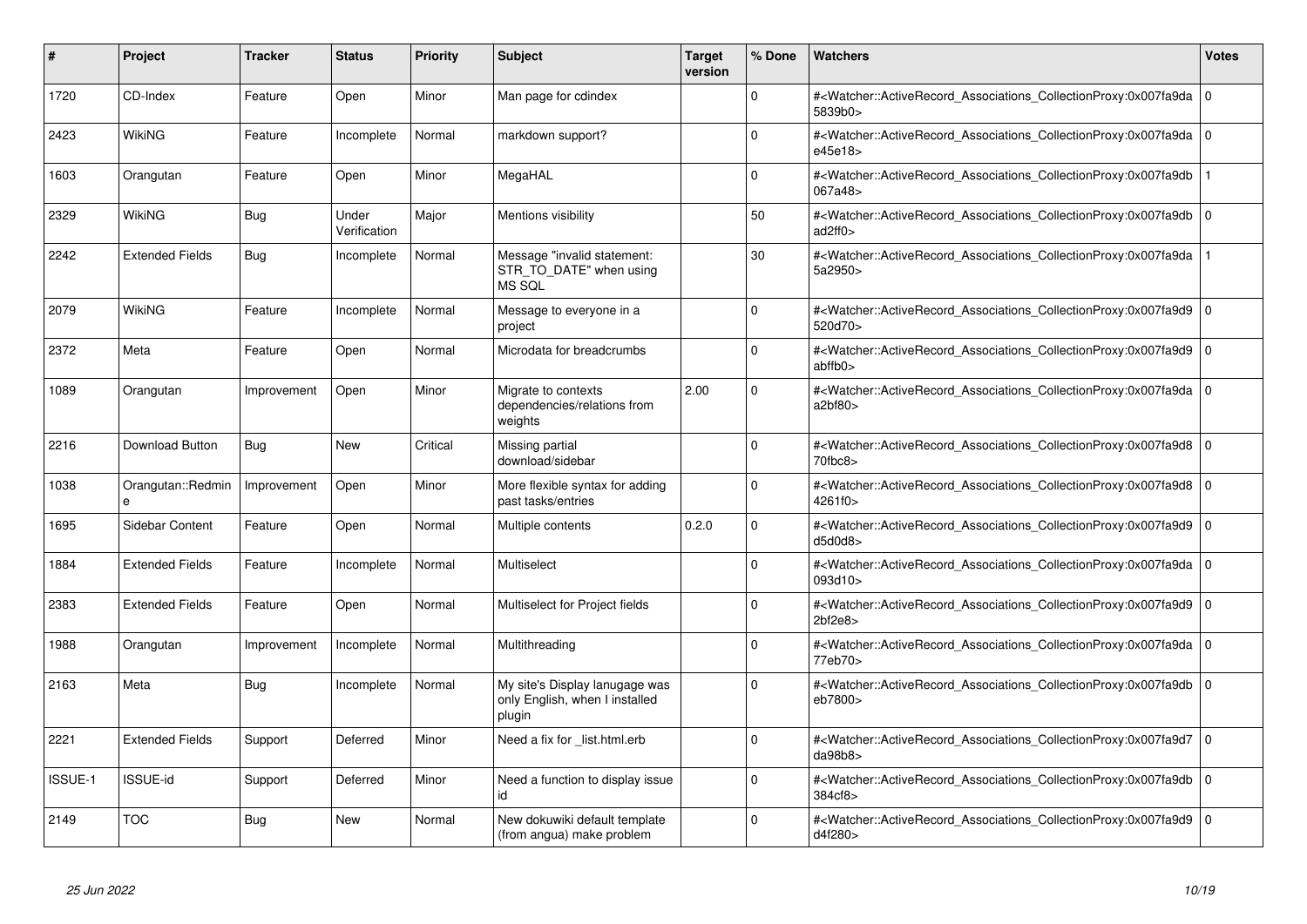| # | Project | Tracker | Status | Priority | Subject | Target version | % Done | Watchers | Votes |
|---|---|---|---|---|---|---|---|---|---|
| 1720 | CD-Index | Feature | Open | Minor | Man page for cdindex | | 0 | #<Watcher::ActiveRecord_Associations_CollectionProxy:0x007fa9da5839b0> | 0 |
| 2423 | WikiNG | Feature | Incomplete | Normal | markdown support? | | 0 | #<Watcher::ActiveRecord_Associations_CollectionProxy:0x007fa9dae45e18> | 0 |
| 1603 | Orangutan | Feature | Open | Minor | MegaHAL | | 0 | #<Watcher::ActiveRecord_Associations_CollectionProxy:0x007fa9db067a48> | 1 |
| 2329 | WikiNG | Bug | Under Verification | Major | Mentions visibility | | 50 | #<Watcher::ActiveRecord_Associations_CollectionProxy:0x007fa9dbad2ff0> | 0 |
| 2242 | Extended Fields | Bug | Incomplete | Normal | Message "invalid statement: STR_TO_DATE" when using MS SQL | | 30 | #<Watcher::ActiveRecord_Associations_CollectionProxy:0x007fa9da5a2950> | 1 |
| 2079 | WikiNG | Feature | Incomplete | Normal | Message to everyone in a project | | 0 | #<Watcher::ActiveRecord_Associations_CollectionProxy:0x007fa9d9520d70> | 0 |
| 2372 | Meta | Feature | Open | Normal | Microdata for breadcrumbs | | 0 | #<Watcher::ActiveRecord_Associations_CollectionProxy:0x007fa9d9abffb0> | 0 |
| 1089 | Orangutan | Improvement | Open | Minor | Migrate to contexts dependencies/relations from weights | 2.00 | 0 | #<Watcher::ActiveRecord_Associations_CollectionProxy:0x007fa9daa2bf80> | 0 |
| 2216 | Download Button | Bug | New | Critical | Missing partial download/sidebar | | 0 | #<Watcher::ActiveRecord_Associations_CollectionProxy:0x007fa9d870fbc8> | 0 |
| 1038 | Orangutan::Redmine | Improvement | Open | Minor | More flexible syntax for adding past tasks/entries | | 0 | #<Watcher::ActiveRecord_Associations_CollectionProxy:0x007fa9d84261f0> | 0 |
| 1695 | Sidebar Content | Feature | Open | Normal | Multiple contents | 0.2.0 | 0 | #<Watcher::ActiveRecord_Associations_CollectionProxy:0x007fa9d9d5d0d8> | 0 |
| 1884 | Extended Fields | Feature | Incomplete | Normal | Multiselect | | 0 | #<Watcher::ActiveRecord_Associations_CollectionProxy:0x007fa9da093d10> | 0 |
| 2383 | Extended Fields | Feature | Open | Normal | Multiselect for Project fields | | 0 | #<Watcher::ActiveRecord_Associations_CollectionProxy:0x007fa9d92bf2e8> | 0 |
| 1988 | Orangutan | Improvement | Incomplete | Normal | Multithreading | | 0 | #<Watcher::ActiveRecord_Associations_CollectionProxy:0x007fa9da77eb70> | 0 |
| 2163 | Meta | Bug | Incomplete | Normal | My site's Display lanugage was only English, when I installed plugin | | 0 | #<Watcher::ActiveRecord_Associations_CollectionProxy:0x007fa9dbeb7800> | 0 |
| 2221 | Extended Fields | Support | Deferred | Minor | Need a fix for _list.html.erb | | 0 | #<Watcher::ActiveRecord_Associations_CollectionProxy:0x007fa9d7da98b8> | 0 |
| ISSUE-1 | ISSUE-id | Support | Deferred | Minor | Need a function to display issue id | | 0 | #<Watcher::ActiveRecord_Associations_CollectionProxy:0x007fa9db384cf8> | 0 |
| 2149 | TOC | Bug | New | Normal | New dokuwiki default template (from angua) make problem | | 0 | #<Watcher::ActiveRecord_Associations_CollectionProxy:0x007fa9d9d4f280> | 0 |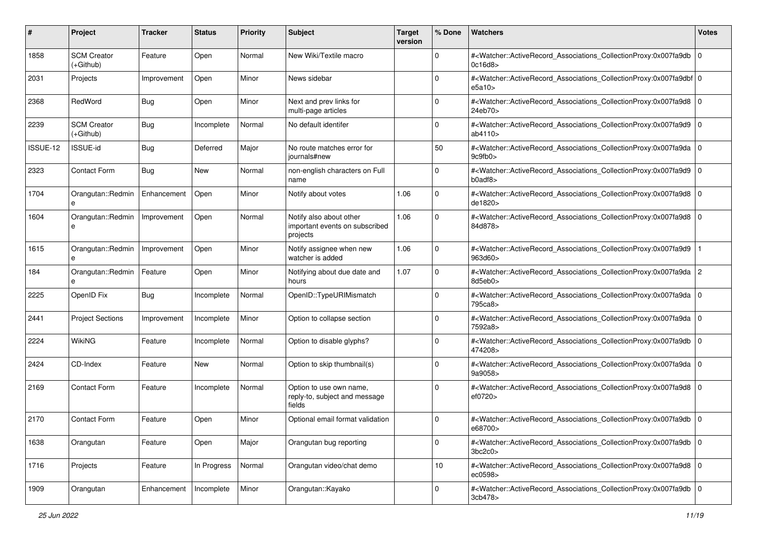| # | Project | Tracker | Status | Priority | Subject | Target version | % Done | Watchers | Votes |
|---|---|---|---|---|---|---|---|---|---|
| 1858 | SCM Creator (+Github) | Feature | Open | Normal | New Wiki/Textile macro | | 0 | #<Watcher::ActiveRecord_Associations_CollectionProxy:0x007fa9db0c16d8> | 0 |
| 2031 | Projects | Improvement | Open | Minor | News sidebar | | 0 | #<Watcher::ActiveRecord_Associations_CollectionProxy:0x007fa9dbfe5a10> | 0 |
| 2368 | RedWord | Bug | Open | Minor | Next and prev links for multi-page articles | | 0 | #<Watcher::ActiveRecord_Associations_CollectionProxy:0x007fa9d824eb70> | 0 |
| 2239 | SCM Creator (+Github) | Bug | Incomplete | Normal | No default identifer | | 0 | #<Watcher::ActiveRecord_Associations_CollectionProxy:0x007fa9d9ab4110> | 0 |
| ISSUE-12 | ISSUE-id | Bug | Deferred | Major | No route matches error for journals#new | | 50 | #<Watcher::ActiveRecord_Associations_CollectionProxy:0x007fa9da9c9fb0> | 0 |
| 2323 | Contact Form | Bug | New | Normal | non-english characters on Full name | | 0 | #<Watcher::ActiveRecord_Associations_CollectionProxy:0x007fa9d9b0adf8> | 0 |
| 1704 | Orangutan::Redmine | Enhancement | Open | Minor | Notify about votes | 1.06 | 0 | #<Watcher::ActiveRecord_Associations_CollectionProxy:0x007fa9d8de1820> | 0 |
| 1604 | Orangutan::Redmine | Improvement | Open | Normal | Notify also about other important events on subscribed projects | 1.06 | 0 | #<Watcher::ActiveRecord_Associations_CollectionProxy:0x007fa9d884d878> | 0 |
| 1615 | Orangutan::Redmine | Improvement | Open | Minor | Notify assignee when new watcher is added | 1.06 | 0 | #<Watcher::ActiveRecord_Associations_CollectionProxy:0x007fa9d9963d60> | 1 |
| 184 | Orangutan::Redmine | Feature | Open | Minor | Notifying about due date and hours | 1.07 | 0 | #<Watcher::ActiveRecord_Associations_CollectionProxy:0x007fa9da8d5eb0> | 2 |
| 2225 | OpenID Fix | Bug | Incomplete | Normal | OpenID::TypeURIMismatch | | 0 | #<Watcher::ActiveRecord_Associations_CollectionProxy:0x007fa9da795ca8> | 0 |
| 2441 | Project Sections | Improvement | Incomplete | Minor | Option to collapse section | | 0 | #<Watcher::ActiveRecord_Associations_CollectionProxy:0x007fa9da7592a8> | 0 |
| 2224 | WikiNG | Feature | Incomplete | Normal | Option to disable glyphs? | | 0 | #<Watcher::ActiveRecord_Associations_CollectionProxy:0x007fa9db474208> | 0 |
| 2424 | CD-Index | Feature | New | Normal | Option to skip thumbnail(s) | | 0 | #<Watcher::ActiveRecord_Associations_CollectionProxy:0x007fa9da9a9058> | 0 |
| 2169 | Contact Form | Feature | Incomplete | Normal | Option to use own name, reply-to, subject and message fields | | 0 | #<Watcher::ActiveRecord_Associations_CollectionProxy:0x007fa9d8ef0720> | 0 |
| 2170 | Contact Form | Feature | Open | Minor | Optional email format validation | | 0 | #<Watcher::ActiveRecord_Associations_CollectionProxy:0x007fa9dbe68700> | 0 |
| 1638 | Orangutan | Feature | Open | Major | Orangutan bug reporting | | 0 | #<Watcher::ActiveRecord_Associations_CollectionProxy:0x007fa9db3bc2c0> | 0 |
| 1716 | Projects | Feature | In Progress | Normal | Orangutan video/chat demo | | 10 | #<Watcher::ActiveRecord_Associations_CollectionProxy:0x007fa9d8ec0598> | 0 |
| 1909 | Orangutan | Enhancement | Incomplete | Minor | Orangutan::Kayako | | 0 | #<Watcher::ActiveRecord_Associations_CollectionProxy:0x007fa9db3cb478> | 0 |

*25 Jun 2022*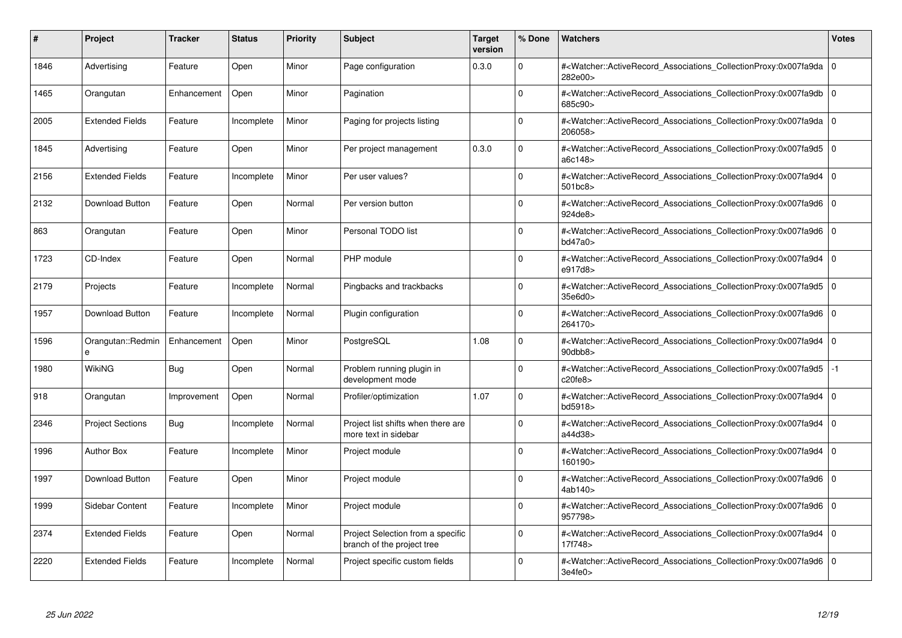| # | Project | Tracker | Status | Priority | Subject | Target version | % Done | Watchers | Votes |
|---|---|---|---|---|---|---|---|---|---|
| 1846 | Advertising | Feature | Open | Minor | Page configuration | 0.3.0 | 0 | #<Watcher::ActiveRecord_Associations_CollectionProxy:0x007fa9da282e00> | 0 |
| 1465 | Orangutan | Enhancement | Open | Minor | Pagination | | 0 | #<Watcher::ActiveRecord_Associations_CollectionProxy:0x007fa9db685c90> | 0 |
| 2005 | Extended Fields | Feature | Incomplete | Minor | Paging for projects listing | | 0 | #<Watcher::ActiveRecord_Associations_CollectionProxy:0x007fa9da206058> | 0 |
| 1845 | Advertising | Feature | Open | Minor | Per project management | 0.3.0 | 0 | #<Watcher::ActiveRecord_Associations_CollectionProxy:0x007fa9d5a6c148> | 0 |
| 2156 | Extended Fields | Feature | Incomplete | Minor | Per user values? | | 0 | #<Watcher::ActiveRecord_Associations_CollectionProxy:0x007fa9d4501bc8> | 0 |
| 2132 | Download Button | Feature | Open | Normal | Per version button | | 0 | #<Watcher::ActiveRecord_Associations_CollectionProxy:0x007fa9d6924de8> | 0 |
| 863 | Orangutan | Feature | Open | Minor | Personal TODO list | | 0 | #<Watcher::ActiveRecord_Associations_CollectionProxy:0x007fa9d6bd47a0> | 0 |
| 1723 | CD-Index | Feature | Open | Normal | PHP module | | 0 | #<Watcher::ActiveRecord_Associations_CollectionProxy:0x007fa9d4e917d8> | 0 |
| 2179 | Projects | Feature | Incomplete | Normal | Pingbacks and trackbacks | | 0 | #<Watcher::ActiveRecord_Associations_CollectionProxy:0x007fa9d535e6d0> | 0 |
| 1957 | Download Button | Feature | Incomplete | Normal | Plugin configuration | | 0 | #<Watcher::ActiveRecord_Associations_CollectionProxy:0x007fa9d6264170> | 0 |
| 1596 | Orangutan::Redmine | Enhancement | Open | Minor | PostgreSQL | 1.08 | 0 | #<Watcher::ActiveRecord_Associations_CollectionProxy:0x007fa9d490dbb8> | 0 |
| 1980 | WikiNG | Bug | Open | Normal | Problem running plugin in development mode | | 0 | #<Watcher::ActiveRecord_Associations_CollectionProxy:0x007fa9d5c20fe8> | -1 |
| 918 | Orangutan | Improvement | Open | Normal | Profiler/optimization | 1.07 | 0 | #<Watcher::ActiveRecord_Associations_CollectionProxy:0x007fa9d4bd5918> | 0 |
| 2346 | Project Sections | Bug | Incomplete | Normal | Project list shifts when there are more text in sidebar | | 0 | #<Watcher::ActiveRecord_Associations_CollectionProxy:0x007fa9d4a44d38> | 0 |
| 1996 | Author Box | Feature | Incomplete | Minor | Project module | | 0 | #<Watcher::ActiveRecord_Associations_CollectionProxy:0x007fa9d4160190> | 0 |
| 1997 | Download Button | Feature | Open | Minor | Project module | | 0 | #<Watcher::ActiveRecord_Associations_CollectionProxy:0x007fa9d64ab140> | 0 |
| 1999 | Sidebar Content | Feature | Incomplete | Minor | Project module | | 0 | #<Watcher::ActiveRecord_Associations_CollectionProxy:0x007fa9d6957798> | 0 |
| 2374 | Extended Fields | Feature | Open | Normal | Project Selection from a specific branch of the project tree | | 0 | #<Watcher::ActiveRecord_Associations_CollectionProxy:0x007fa9d417f748> | 0 |
| 2220 | Extended Fields | Feature | Incomplete | Normal | Project specific custom fields | | 0 | #<Watcher::ActiveRecord_Associations_CollectionProxy:0x007fa9d63e4fe0> | 0 |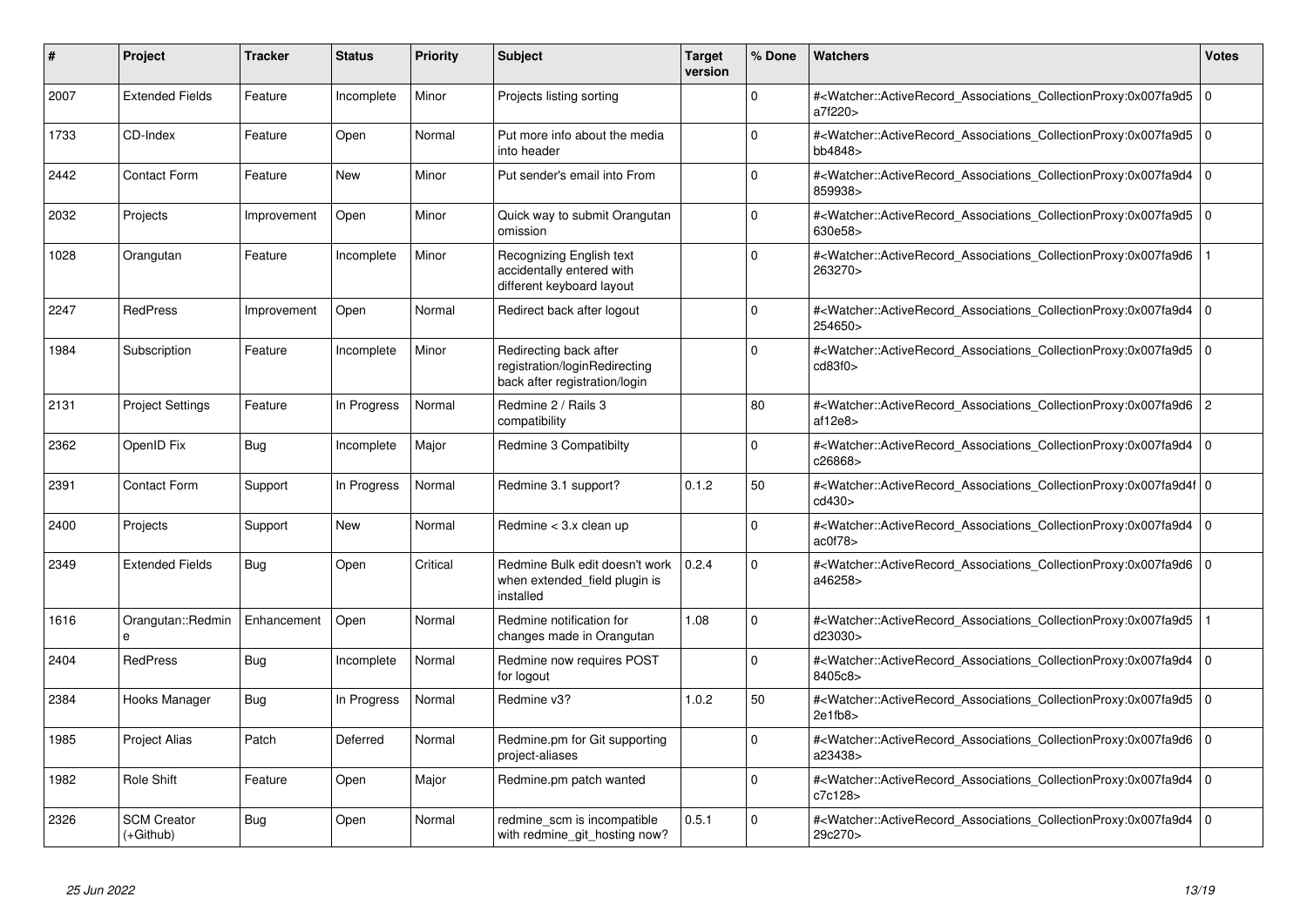| # | Project | Tracker | Status | Priority | Subject | Target version | % Done | Watchers | Votes |
|---|---|---|---|---|---|---|---|---|---|
| 2007 | Extended Fields | Feature | Incomplete | Minor | Projects listing sorting | | 0 | #<Watcher::ActiveRecord_Associations_CollectionProxy:0x007fa9d5a7f220> | 0 |
| 1733 | CD-Index | Feature | Open | Normal | Put more info about the media into header | | 0 | #<Watcher::ActiveRecord_Associations_CollectionProxy:0x007fa9d5bb4848> | 0 |
| 2442 | Contact Form | Feature | New | Minor | Put sender's email into From | | 0 | #<Watcher::ActiveRecord_Associations_CollectionProxy:0x007fa9d4859938> | 0 |
| 2032 | Projects | Improvement | Open | Minor | Quick way to submit Orangutan omission | | 0 | #<Watcher::ActiveRecord_Associations_CollectionProxy:0x007fa9d5630e58> | 0 |
| 1028 | Orangutan | Feature | Incomplete | Minor | Recognizing English text accidentally entered with different keyboard layout | | 0 | #<Watcher::ActiveRecord_Associations_CollectionProxy:0x007fa9d6263270> | 1 |
| 2247 | RedPress | Improvement | Open | Normal | Redirect back after logout | | 0 | #<Watcher::ActiveRecord_Associations_CollectionProxy:0x007fa9d4254650> | 0 |
| 1984 | Subscription | Feature | Incomplete | Minor | Redirecting back after registration/loginRedirecting back after registration/login | | 0 | #<Watcher::ActiveRecord_Associations_CollectionProxy:0x007fa9d5cd83f0> | 0 |
| 2131 | Project Settings | Feature | In Progress | Normal | Redmine 2 / Rails 3 compatibility | | 80 | #<Watcher::ActiveRecord_Associations_CollectionProxy:0x007fa9d6af12e8> | 2 |
| 2362 | OpenID Fix | Bug | Incomplete | Major | Redmine 3 Compatibilty | | 0 | #<Watcher::ActiveRecord_Associations_CollectionProxy:0x007fa9d4c26868> | 0 |
| 2391 | Contact Form | Support | In Progress | Normal | Redmine 3.1 support? | 0.1.2 | 50 | #<Watcher::ActiveRecord_Associations_CollectionProxy:0x007fa9d4fcd430> | 0 |
| 2400 | Projects | Support | New | Normal | Redmine < 3.x clean up | | 0 | #<Watcher::ActiveRecord_Associations_CollectionProxy:0x007fa9d4ac0f78> | 0 |
| 2349 | Extended Fields | Bug | Open | Critical | Redmine Bulk edit doesn't work when extended_field plugin is installed | 0.2.4 | 0 | #<Watcher::ActiveRecord_Associations_CollectionProxy:0x007fa9d6a46258> | 0 |
| 1616 | Orangutan::Redmine | Enhancement | Open | Normal | Redmine notification for changes made in Orangutan | 1.08 | 0 | #<Watcher::ActiveRecord_Associations_CollectionProxy:0x007fa9d5d23030> | 1 |
| 2404 | RedPress | Bug | Incomplete | Normal | Redmine now requires POST for logout | | 0 | #<Watcher::ActiveRecord_Associations_CollectionProxy:0x007fa9d48405c8> | 0 |
| 2384 | Hooks Manager | Bug | In Progress | Normal | Redmine v3? | 1.0.2 | 50 | #<Watcher::ActiveRecord_Associations_CollectionProxy:0x007fa9d52e1fb8> | 0 |
| 1985 | Project Alias | Patch | Deferred | Normal | Redmine.pm for Git supporting project-aliases | | 0 | #<Watcher::ActiveRecord_Associations_CollectionProxy:0x007fa9d6a23438> | 0 |
| 1982 | Role Shift | Feature | Open | Major | Redmine.pm patch wanted | | 0 | #<Watcher::ActiveRecord_Associations_CollectionProxy:0x007fa9d4c7c128> | 0 |
| 2326 | SCM Creator (+Github) | Bug | Open | Normal | redmine_scm is incompatible with redmine_git_hosting now? | 0.5.1 | 0 | #<Watcher::ActiveRecord_Associations_CollectionProxy:0x007fa9d429c270> | 0 |

*25 Jun 2022*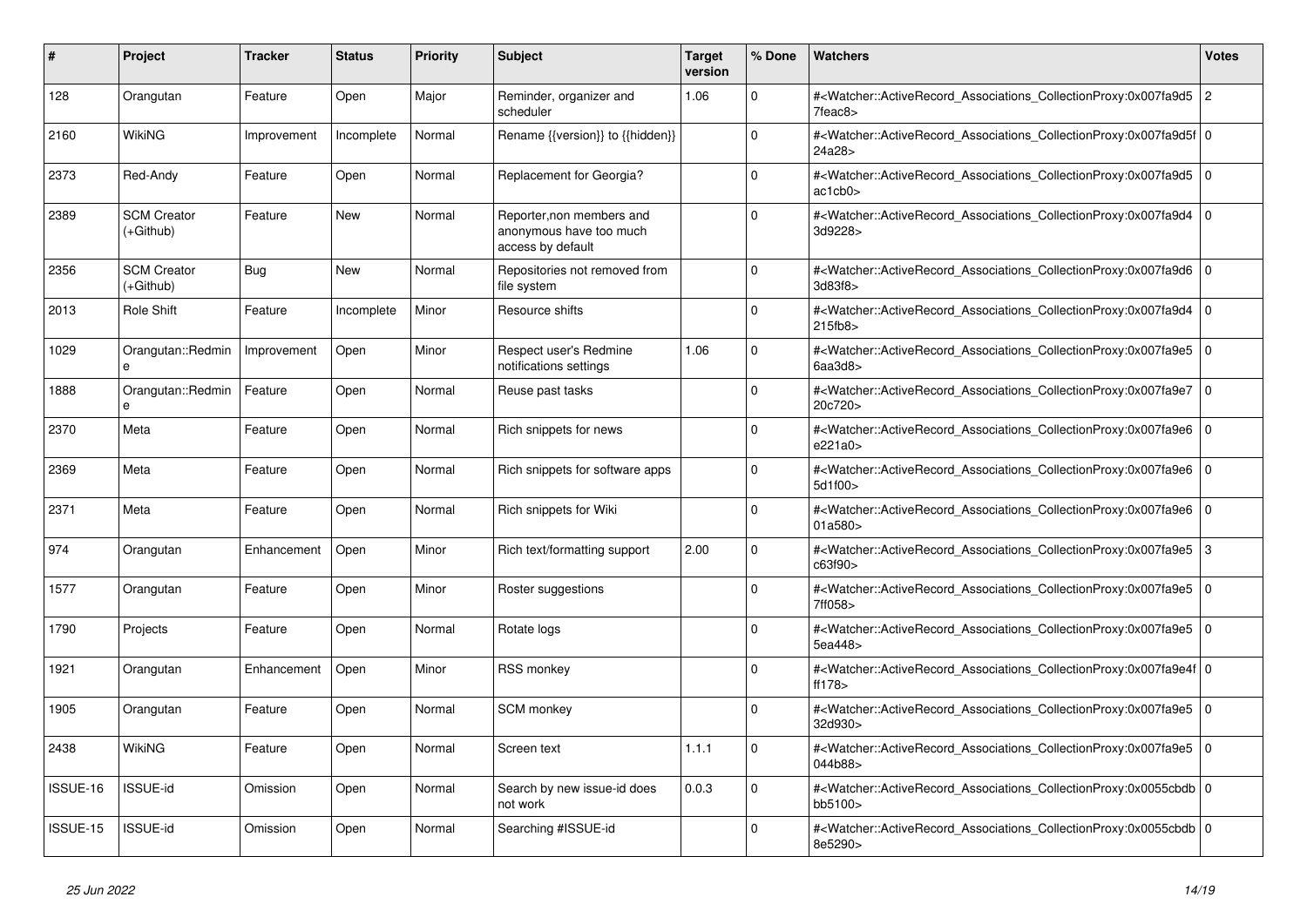| # | Project | Tracker | Status | Priority | Subject | Target version | % Done | Watchers | Votes |
|---|---|---|---|---|---|---|---|---|---|
| 128 | Orangutan | Feature | Open | Major | Reminder, organizer and scheduler | 1.06 | 0 | #<Watcher::ActiveRecord_Associations_CollectionProxy:0x007fa9d57feac8> | 2 |
| 2160 | WikiNG | Improvement | Incomplete | Normal | Rename {{version}} to {{hidden}} | | 0 | #<Watcher::ActiveRecord_Associations_CollectionProxy:0x007fa9d5f24a28> | 0 |
| 2373 | Red-Andy | Feature | Open | Normal | Replacement for Georgia? | | 0 | #<Watcher::ActiveRecord_Associations_CollectionProxy:0x007fa9d5ac1cb0> | 0 |
| 2389 | SCM Creator (+Github) | Feature | New | Normal | Reporter,non members and anonymous have too much access by default | | 0 | #<Watcher::ActiveRecord_Associations_CollectionProxy:0x007fa9d43d9228> | 0 |
| 2356 | SCM Creator (+Github) | Bug | New | Normal | Repositories not removed from file system | | 0 | #<Watcher::ActiveRecord_Associations_CollectionProxy:0x007fa9d63d83f8> | 0 |
| 2013 | Role Shift | Feature | Incomplete | Minor | Resource shifts | | 0 | #<Watcher::ActiveRecord_Associations_CollectionProxy:0x007fa9d4215fb8> | 0 |
| 1029 | Orangutan::Redmine | Improvement | Open | Minor | Respect user's Redmine notifications settings | 1.06 | 0 | #<Watcher::ActiveRecord_Associations_CollectionProxy:0x007fa9e56aa3d8> | 0 |
| 1888 | Orangutan::Redmine | Feature | Open | Normal | Reuse past tasks | | 0 | #<Watcher::ActiveRecord_Associations_CollectionProxy:0x007fa9e720c720> | 0 |
| 2370 | Meta | Feature | Open | Normal | Rich snippets for news | | 0 | #<Watcher::ActiveRecord_Associations_CollectionProxy:0x007fa9e6e221a0> | 0 |
| 2369 | Meta | Feature | Open | Normal | Rich snippets for software apps | | 0 | #<Watcher::ActiveRecord_Associations_CollectionProxy:0x007fa9e65d1f00> | 0 |
| 2371 | Meta | Feature | Open | Normal | Rich snippets for Wiki | | 0 | #<Watcher::ActiveRecord_Associations_CollectionProxy:0x007fa9e601a580> | 0 |
| 974 | Orangutan | Enhancement | Open | Minor | Rich text/formatting support | 2.00 | 0 | #<Watcher::ActiveRecord_Associations_CollectionProxy:0x007fa9e5c63f90> | 3 |
| 1577 | Orangutan | Feature | Open | Minor | Roster suggestions | | 0 | #<Watcher::ActiveRecord_Associations_CollectionProxy:0x007fa9e57ff058> | 0 |
| 1790 | Projects | Feature | Open | Normal | Rotate logs | | 0 | #<Watcher::ActiveRecord_Associations_CollectionProxy:0x007fa9e55ea448> | 0 |
| 1921 | Orangutan | Enhancement | Open | Minor | RSS monkey | | 0 | #<Watcher::ActiveRecord_Associations_CollectionProxy:0x007fa9e4fff178> | 0 |
| 1905 | Orangutan | Feature | Open | Normal | SCM monkey | | 0 | #<Watcher::ActiveRecord_Associations_CollectionProxy:0x007fa9e532d930> | 0 |
| 2438 | WikiNG | Feature | Open | Normal | Screen text | 1.1.1 | 0 | #<Watcher::ActiveRecord_Associations_CollectionProxy:0x007fa9e5044b88> | 0 |
| ISSUE-16 | ISSUE-id | Omission | Open | Normal | Search by new issue-id does not work | 0.0.3 | 0 | #<Watcher::ActiveRecord_Associations_CollectionProxy:0x0055cbdbbb5100> | 0 |
| ISSUE-15 | ISSUE-id | Omission | Open | Normal | Searching #ISSUE-id | | 0 | #<Watcher::ActiveRecord_Associations_CollectionProxy:0x0055cbdb8e5290> | 0 |

*25 Jun 2022*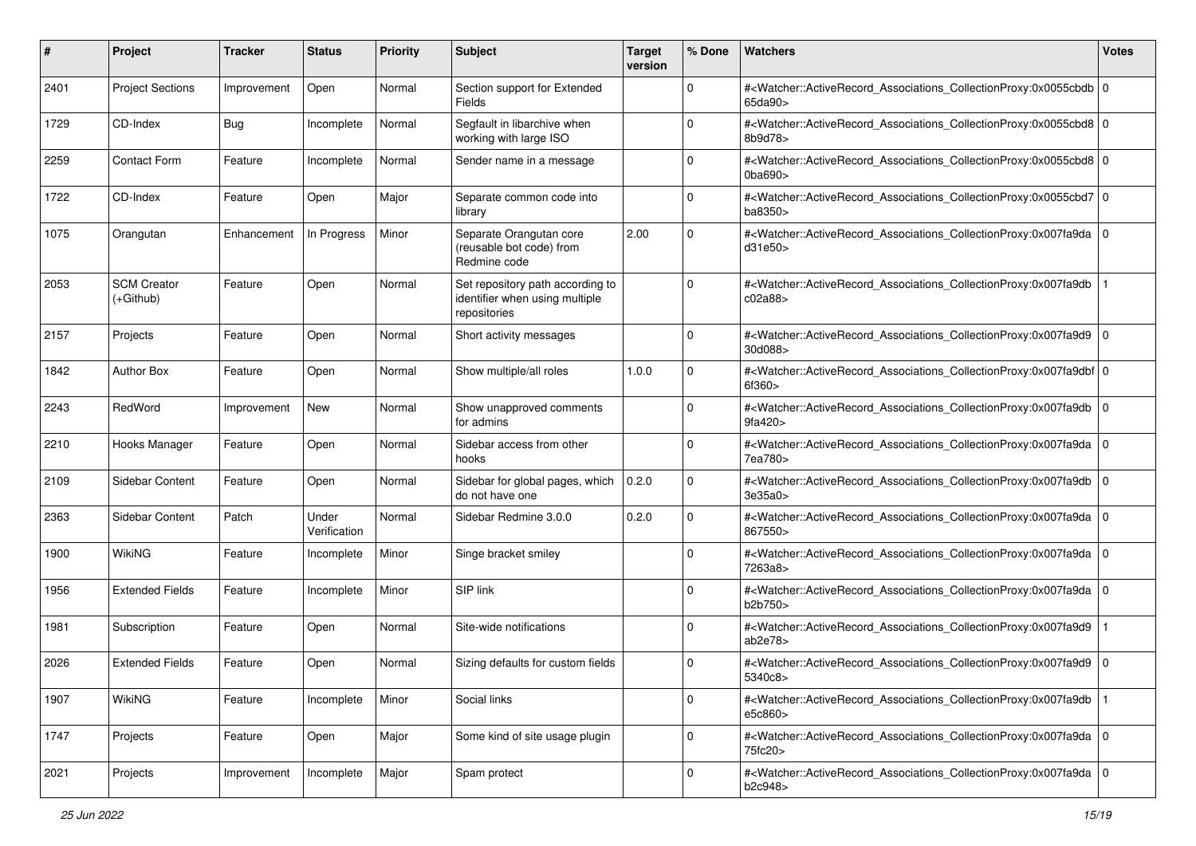| # | Project | Tracker | Status | Priority | Subject | Target version | % Done | Watchers | Votes |
|---|---|---|---|---|---|---|---|---|---|
| 2401 | Project Sections | Improvement | Open | Normal | Section support for Extended Fields | | 0 | #<Watcher::ActiveRecord_Associations_CollectionProxy:0x0055cbdb65da90> | 0 |
| 1729 | CD-Index | Bug | Incomplete | Normal | Segfault in libarchive when working with large ISO | | 0 | #<Watcher::ActiveRecord_Associations_CollectionProxy:0x0055cbd88b9d78> | 0 |
| 2259 | Contact Form | Feature | Incomplete | Normal | Sender name in a message | | 0 | #<Watcher::ActiveRecord_Associations_CollectionProxy:0x0055cbd80ba690> | 0 |
| 1722 | CD-Index | Feature | Open | Major | Separate common code into library | | 0 | #<Watcher::ActiveRecord_Associations_CollectionProxy:0x0055cbd7ba8350> | 0 |
| 1075 | Orangutan | Enhancement | In Progress | Minor | Separate Orangutan core (reusable bot code) from Redmine code | 2.00 | 0 | #<Watcher::ActiveRecord_Associations_CollectionProxy:0x007fa9dad31e50> | 0 |
| 2053 | SCM Creator (+Github) | Feature | Open | Normal | Set repository path according to identifier when using multiple repositories | | 0 | #<Watcher::ActiveRecord_Associations_CollectionProxy:0x007fa9dbc02a88> | 1 |
| 2157 | Projects | Feature | Open | Normal | Short activity messages | | 0 | #<Watcher::ActiveRecord_Associations_CollectionProxy:0x007fa9d930d088> | 0 |
| 1842 | Author Box | Feature | Open | Normal | Show multiple/all roles | 1.0.0 | 0 | #<Watcher::ActiveRecord_Associations_CollectionProxy:0x007fa9dbf6f360> | 0 |
| 2243 | RedWord | Improvement | New | Normal | Show unapproved comments for admins | | 0 | #<Watcher::ActiveRecord_Associations_CollectionProxy:0x007fa9db9fa420> | 0 |
| 2210 | Hooks Manager | Feature | Open | Normal | Sidebar access from other hooks | | 0 | #<Watcher::ActiveRecord_Associations_CollectionProxy:0x007fa9da7ea780> | 0 |
| 2109 | Sidebar Content | Feature | Open | Normal | Sidebar for global pages, which do not have one | 0.2.0 | 0 | #<Watcher::ActiveRecord_Associations_CollectionProxy:0x007fa9db3e35a0> | 0 |
| 2363 | Sidebar Content | Patch | Under Verification | Normal | Sidebar Redmine 3.0.0 | 0.2.0 | 0 | #<Watcher::ActiveRecord_Associations_CollectionProxy:0x007fa9da867550> | 0 |
| 1900 | WikiNG | Feature | Incomplete | Minor | Singe bracket smiley | | 0 | #<Watcher::ActiveRecord_Associations_CollectionProxy:0x007fa9da7263a8> | 0 |
| 1956 | Extended Fields | Feature | Incomplete | Minor | SIP link | | 0 | #<Watcher::ActiveRecord_Associations_CollectionProxy:0x007fa9dab2b750> | 0 |
| 1981 | Subscription | Feature | Open | Normal | Site-wide notifications | | 0 | #<Watcher::ActiveRecord_Associations_CollectionProxy:0x007fa9d9ab2e78> | 1 |
| 2026 | Extended Fields | Feature | Open | Normal | Sizing defaults for custom fields | | 0 | #<Watcher::ActiveRecord_Associations_CollectionProxy:0x007fa9d95340c8> | 0 |
| 1907 | WikiNG | Feature | Incomplete | Minor | Social links | | 0 | #<Watcher::ActiveRecord_Associations_CollectionProxy:0x007fa9dbe5c860> | 1 |
| 1747 | Projects | Feature | Open | Major | Some kind of site usage plugin | | 0 | #<Watcher::ActiveRecord_Associations_CollectionProxy:0x007fa9da75fc20> | 0 |
| 2021 | Projects | Improvement | Incomplete | Major | Spam protect | | 0 | #<Watcher::ActiveRecord_Associations_CollectionProxy:0x007fa9dab2c948> | 0 |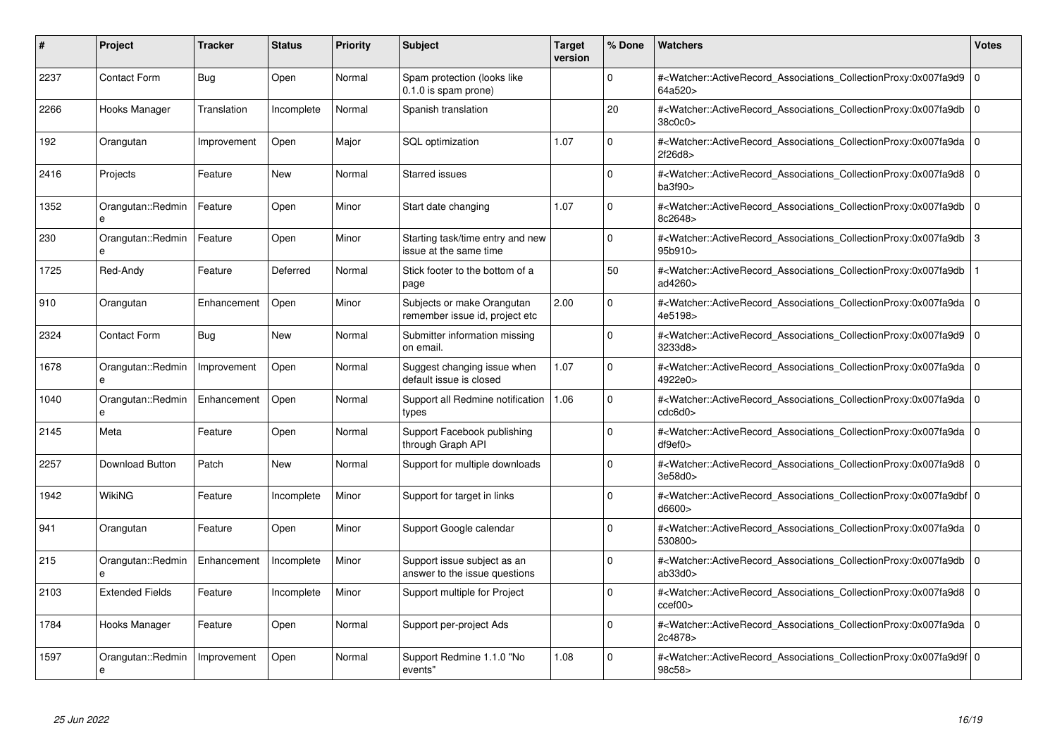| # | Project | Tracker | Status | Priority | Subject | Target version | % Done | Watchers | Votes |
|---|---|---|---|---|---|---|---|---|---|
| 2237 | Contact Form | Bug | Open | Normal | Spam protection (looks like 0.1.0 is spam prone) | | 0 | #<Watcher::ActiveRecord_Associations_CollectionProxy:0x007fa9d964a520> | 0 |
| 2266 | Hooks Manager | Translation | Incomplete | Normal | Spanish translation | | 20 | #<Watcher::ActiveRecord_Associations_CollectionProxy:0x007fa9db38c0c0> | 0 |
| 192 | Orangutan | Improvement | Open | Major | SQL optimization | 1.07 | 0 | #<Watcher::ActiveRecord_Associations_CollectionProxy:0x007fa9da2f26d8> | 0 |
| 2416 | Projects | Feature | New | Normal | Starred issues | | 0 | #<Watcher::ActiveRecord_Associations_CollectionProxy:0x007fa9d8ba3f90> | 0 |
| 1352 | Orangutan::Redmine | Feature | Open | Minor | Start date changing | 1.07 | 0 | #<Watcher::ActiveRecord_Associations_CollectionProxy:0x007fa9db8c2648> | 0 |
| 230 | Orangutan::Redmine | Feature | Open | Minor | Starting task/time entry and new issue at the same time | | 0 | #<Watcher::ActiveRecord_Associations_CollectionProxy:0x007fa9db95b910> | 3 |
| 1725 | Red-Andy | Feature | Deferred | Normal | Stick footer to the bottom of a page | | 50 | #<Watcher::ActiveRecord_Associations_CollectionProxy:0x007fa9dbad4260> | 1 |
| 910 | Orangutan | Enhancement | Open | Minor | Subjects or make Orangutan remember issue id, project etc | 2.00 | 0 | #<Watcher::ActiveRecord_Associations_CollectionProxy:0x007fa9da4e5198> | 0 |
| 2324 | Contact Form | Bug | New | Normal | Submitter information missing on email. | | 0 | #<Watcher::ActiveRecord_Associations_CollectionProxy:0x007fa9d93233d8> | 0 |
| 1678 | Orangutan::Redmine | Improvement | Open | Normal | Suggest changing issue when default issue is closed | 1.07 | 0 | #<Watcher::ActiveRecord_Associations_CollectionProxy:0x007fa9da4922e0> | 0 |
| 1040 | Orangutan::Redmine | Enhancement | Open | Normal | Support all Redmine notification types | 1.06 | 0 | #<Watcher::ActiveRecord_Associations_CollectionProxy:0x007fa9dacdc6d0> | 0 |
| 2145 | Meta | Feature | Open | Normal | Support Facebook publishing through Graph API | | 0 | #<Watcher::ActiveRecord_Associations_CollectionProxy:0x007fa9dadf9ef0> | 0 |
| 2257 | Download Button | Patch | New | Normal | Support for multiple downloads | | 0 | #<Watcher::ActiveRecord_Associations_CollectionProxy:0x007fa9d83e58d0> | 0 |
| 1942 | WikiNG | Feature | Incomplete | Minor | Support for target in links | | 0 | #<Watcher::ActiveRecord_Associations_CollectionProxy:0x007fa9dbfd6600> | 0 |
| 941 | Orangutan | Feature | Open | Minor | Support Google calendar | | 0 | #<Watcher::ActiveRecord_Associations_CollectionProxy:0x007fa9da530800> | 0 |
| 215 | Orangutan::Redmine | Enhancement | Incomplete | Minor | Support issue subject as an answer to the issue questions | | 0 | #<Watcher::ActiveRecord_Associations_CollectionProxy:0x007fa9dbab33d0> | 0 |
| 2103 | Extended Fields | Feature | Incomplete | Minor | Support multiple for Project | | 0 | #<Watcher::ActiveRecord_Associations_CollectionProxy:0x007fa9d8ccef00> | 0 |
| 1784 | Hooks Manager | Feature | Open | Normal | Support per-project Ads | | 0 | #<Watcher::ActiveRecord_Associations_CollectionProxy:0x007fa9da2c4878> | 0 |
| 1597 | Orangutan::Redmine | Improvement | Open | Normal | Support Redmine 1.1.0 "No events" | 1.08 | 0 | #<Watcher::ActiveRecord_Associations_CollectionProxy:0x007fa9d9f98c58> | 0 |

*25 Jun 2022*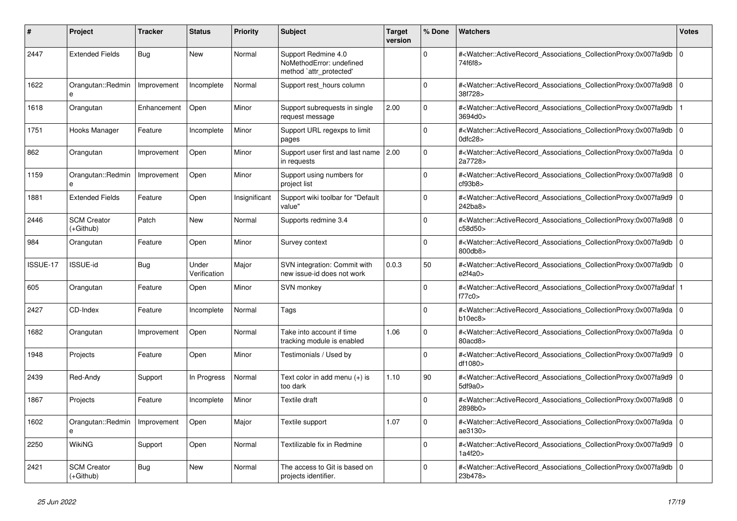| # | Project | Tracker | Status | Priority | Subject | Target version | % Done | Watchers | Votes |
|---|---|---|---|---|---|---|---|---|---|
| 2447 | Extended Fields | Bug | New | Normal | Support Redmine 4.0 NoMethodError: undefined method `attr_protected' | | 0 | #<Watcher::ActiveRecord_Associations_CollectionProxy:0x007fa9db74f6f8> | 0 |
| 1622 | Orangutan::Redmine | Improvement | Incomplete | Normal | Support rest_hours column | | 0 | #<Watcher::ActiveRecord_Associations_CollectionProxy:0x007fa9d838f728> | 0 |
| 1618 | Orangutan | Enhancement | Open | Minor | Support subrequests in single request message | 2.00 | 0 | #<Watcher::ActiveRecord_Associations_CollectionProxy:0x007fa9db3694d0> | 1 |
| 1751 | Hooks Manager | Feature | Incomplete | Minor | Support URL regexps to limit pages | | 0 | #<Watcher::ActiveRecord_Associations_CollectionProxy:0x007fa9db0dfc28> | 0 |
| 862 | Orangutan | Improvement | Open | Minor | Support user first and last name in requests | 2.00 | 0 | #<Watcher::ActiveRecord_Associations_CollectionProxy:0x007fa9da2a7728> | 0 |
| 1159 | Orangutan::Redmine | Improvement | Open | Minor | Support using numbers for project list | | 0 | #<Watcher::ActiveRecord_Associations_CollectionProxy:0x007fa9d8cf93b8> | 0 |
| 1881 | Extended Fields | Feature | Open | Insignificant | Support wiki toolbar for "Default value" | | 0 | #<Watcher::ActiveRecord_Associations_CollectionProxy:0x007fa9d9242ba8> | 0 |
| 2446 | SCM Creator (+Github) | Patch | New | Normal | Supports redmine 3.4 | | 0 | #<Watcher::ActiveRecord_Associations_CollectionProxy:0x007fa9d8c58d50> | 0 |
| 984 | Orangutan | Feature | Open | Minor | Survey context | | 0 | #<Watcher::ActiveRecord_Associations_CollectionProxy:0x007fa9db800db8> | 0 |
| ISSUE-17 | ISSUE-id | Bug | Under Verification | Major | SVN integration: Commit with new issue-id does not work | 0.0.3 | 50 | #<Watcher::ActiveRecord_Associations_CollectionProxy:0x007fa9dbe2f4a0> | 0 |
| 605 | Orangutan | Feature | Open | Minor | SVN monkey | | 0 | #<Watcher::ActiveRecord_Associations_CollectionProxy:0x007fa9daff77c0> | 1 |
| 2427 | CD-Index | Feature | Incomplete | Normal | Tags | | 0 | #<Watcher::ActiveRecord_Associations_CollectionProxy:0x007fa9dab10ec8> | 0 |
| 1682 | Orangutan | Improvement | Open | Normal | Take into account if time tracking module is enabled | 1.06 | 0 | #<Watcher::ActiveRecord_Associations_CollectionProxy:0x007fa9da80acd8> | 0 |
| 1948 | Projects | Feature | Open | Minor | Testimonials / Used by | | 0 | #<Watcher::ActiveRecord_Associations_CollectionProxy:0x007fa9d9df1080> | 0 |
| 2439 | Red-Andy | Support | In Progress | Normal | Text color in add menu (+) is too dark | 1.10 | 90 | #<Watcher::ActiveRecord_Associations_CollectionProxy:0x007fa9d95df9a0> | 0 |
| 1867 | Projects | Feature | Incomplete | Minor | Textile draft | | 0 | #<Watcher::ActiveRecord_Associations_CollectionProxy:0x007fa9d82898b0> | 0 |
| 1602 | Orangutan::Redmine | Improvement | Open | Major | Textile support | 1.07 | 0 | #<Watcher::ActiveRecord_Associations_CollectionProxy:0x007fa9daae3130> | 0 |
| 2250 | WikiNG | Support | Open | Normal | Textilizable fix in Redmine | | 0 | #<Watcher::ActiveRecord_Associations_CollectionProxy:0x007fa9d91a4f20> | 0 |
| 2421 | SCM Creator (+Github) | Bug | New | Normal | The access to Git is based on projects identifier. | | 0 | #<Watcher::ActiveRecord_Associations_CollectionProxy:0x007fa9db23b478> | 0 |

*25 Jun 2022*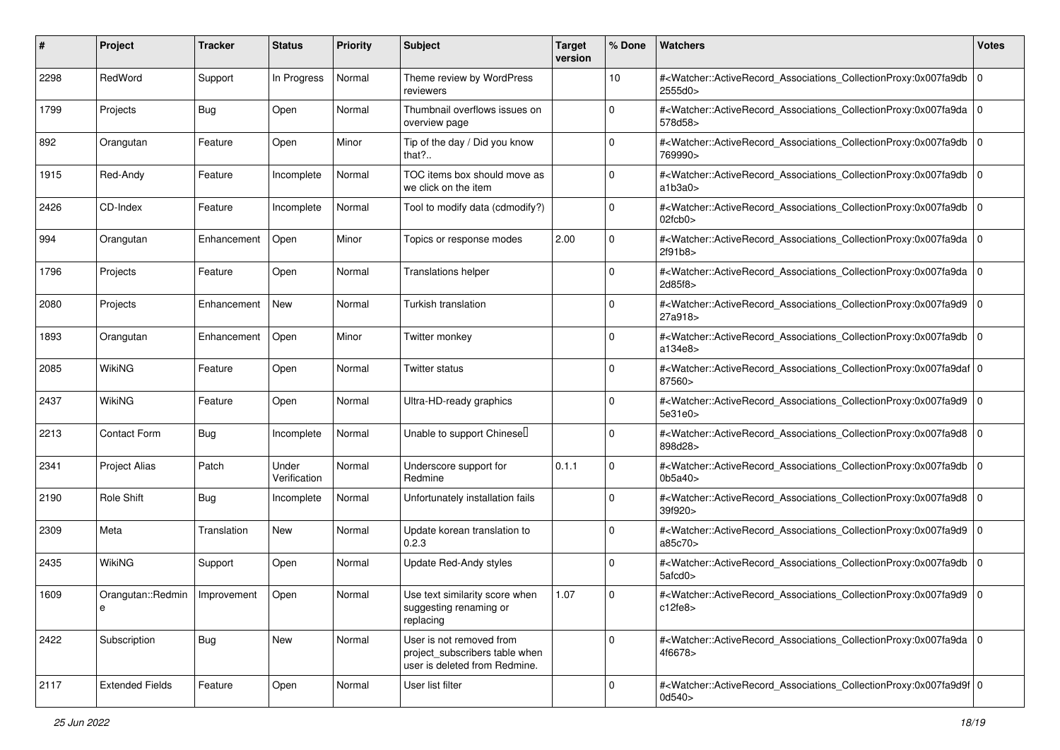| # | Project | Tracker | Status | Priority | Subject | Target version | % Done | Watchers | Votes |
|---|---|---|---|---|---|---|---|---|---|
| 2298 | RedWord | Support | In Progress | Normal | Theme review by WordPress reviewers | | 10 | #<Watcher::ActiveRecord_Associations_CollectionProxy:0x007fa9db2555d0> | 0 |
| 1799 | Projects | Bug | Open | Normal | Thumbnail overflows issues on overview page | | 0 | #<Watcher::ActiveRecord_Associations_CollectionProxy:0x007fa9da578d58> | 0 |
| 892 | Orangutan | Feature | Open | Minor | Tip of the day / Did you know that?.. | | 0 | #<Watcher::ActiveRecord_Associations_CollectionProxy:0x007fa9db769990> | 0 |
| 1915 | Red-Andy | Feature | Incomplete | Normal | TOC items box should move as we click on the item | | 0 | #<Watcher::ActiveRecord_Associations_CollectionProxy:0x007fa9dba1b3a0> | 0 |
| 2426 | CD-Index | Feature | Incomplete | Normal | Tool to modify data (cdmodify?) | | 0 | #<Watcher::ActiveRecord_Associations_CollectionProxy:0x007fa9db02fcb0> | 0 |
| 994 | Orangutan | Enhancement | Open | Minor | Topics or response modes | 2.00 | 0 | #<Watcher::ActiveRecord_Associations_CollectionProxy:0x007fa9da2f91b8> | 0 |
| 1796 | Projects | Feature | Open | Normal | Translations helper | | 0 | #<Watcher::ActiveRecord_Associations_CollectionProxy:0x007fa9da2d85f8> | 0 |
| 2080 | Projects | Enhancement | New | Normal | Turkish translation | | 0 | #<Watcher::ActiveRecord_Associations_CollectionProxy:0x007fa9d927a918> | 0 |
| 1893 | Orangutan | Enhancement | Open | Minor | Twitter monkey | | 0 | #<Watcher::ActiveRecord_Associations_CollectionProxy:0x007fa9dba134e8> | 0 |
| 2085 | WikiNG | Feature | Open | Normal | Twitter status | | 0 | #<Watcher::ActiveRecord_Associations_CollectionProxy:0x007fa9daf87560> | 0 |
| 2437 | WikiNG | Feature | Open | Normal | Ultra-HD-ready graphics | | 0 | #<Watcher::ActiveRecord_Associations_CollectionProxy:0x007fa9d95e31e0> | 0 |
| 2213 | Contact Form | Bug | Incomplete | Normal | Unable to support Chinese | | 0 | #<Watcher::ActiveRecord_Associations_CollectionProxy:0x007fa9d8898d28> | 0 |
| 2341 | Project Alias | Patch | Under Verification | Normal | Underscore support for Redmine | 0.1.1 | 0 | #<Watcher::ActiveRecord_Associations_CollectionProxy:0x007fa9db0b5a40> | 0 |
| 2190 | Role Shift | Bug | Incomplete | Normal | Unfortunately installation fails | | 0 | #<Watcher::ActiveRecord_Associations_CollectionProxy:0x007fa9d839f920> | 0 |
| 2309 | Meta | Translation | New | Normal | Update korean translation to 0.2.3 | | 0 | #<Watcher::ActiveRecord_Associations_CollectionProxy:0x007fa9d9a85c70> | 0 |
| 2435 | WikiNG | Support | Open | Normal | Update Red-Andy styles | | 0 | #<Watcher::ActiveRecord_Associations_CollectionProxy:0x007fa9db5afcd0> | 0 |
| 1609 | Orangutan::Redmine | Improvement | Open | Normal | Use text similarity score when suggesting renaming or replacing | 1.07 | 0 | #<Watcher::ActiveRecord_Associations_CollectionProxy:0x007fa9d9c12fe8> | 0 |
| 2422 | Subscription | Bug | New | Normal | User is not removed from project_subscribers table when user is deleted from Redmine. | | 0 | #<Watcher::ActiveRecord_Associations_CollectionProxy:0x007fa9da4f6678> | 0 |
| 2117 | Extended Fields | Feature | Open | Normal | User list filter | | 0 | #<Watcher::ActiveRecord_Associations_CollectionProxy:0x007fa9d9f0d540> | 0 |

*25 Jun 2022*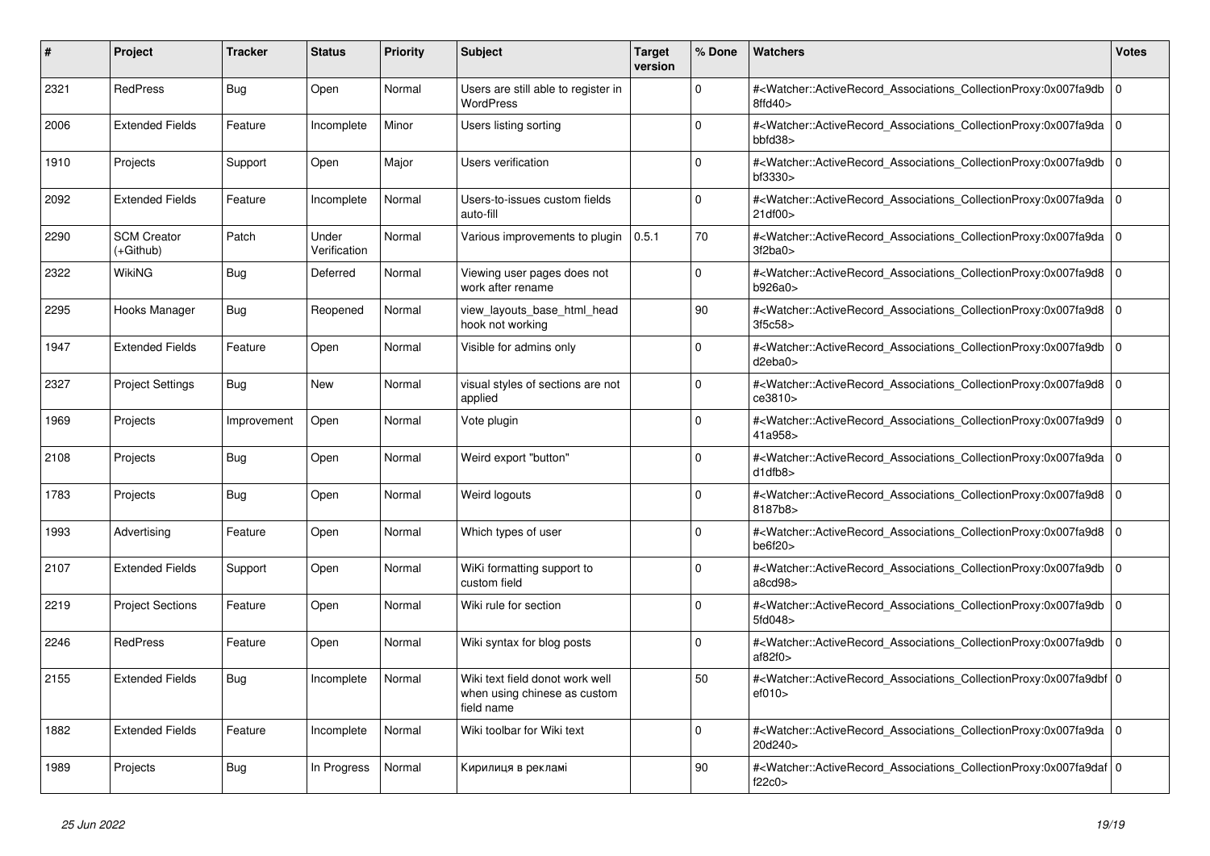| # | Project | Tracker | Status | Priority | Subject | Target version | % Done | Watchers | Votes |
|---|---|---|---|---|---|---|---|---|---|
| 2321 | RedPress | Bug | Open | Normal | Users are still able to register in WordPress | | 0 | #<Watcher::ActiveRecord_Associations_CollectionProxy:0x007fa9db8ffd40> | 0 |
| 2006 | Extended Fields | Feature | Incomplete | Minor | Users listing sorting | | 0 | #<Watcher::ActiveRecord_Associations_CollectionProxy:0x007fa9dabbfd38> | 0 |
| 1910 | Projects | Support | Open | Major | Users verification | | 0 | #<Watcher::ActiveRecord_Associations_CollectionProxy:0x007fa9dbbf3330> | 0 |
| 2092 | Extended Fields | Feature | Incomplete | Normal | Users-to-issues custom fields auto-fill | | 0 | #<Watcher::ActiveRecord_Associations_CollectionProxy:0x007fa9da21df00> | 0 |
| 2290 | SCM Creator (+Github) | Patch | Under Verification | Normal | Various improvements to plugin | 0.5.1 | 70 | #<Watcher::ActiveRecord_Associations_CollectionProxy:0x007fa9da3f2ba0> | 0 |
| 2322 | WikiNG | Bug | Deferred | Normal | Viewing user pages does not work after rename | | 0 | #<Watcher::ActiveRecord_Associations_CollectionProxy:0x007fa9d8b926a0> | 0 |
| 2295 | Hooks Manager | Bug | Reopened | Normal | view_layouts_base_html_head hook not working | | 90 | #<Watcher::ActiveRecord_Associations_CollectionProxy:0x007fa9d83f5c58> | 0 |
| 1947 | Extended Fields | Feature | Open | Normal | Visible for admins only | | 0 | #<Watcher::ActiveRecord_Associations_CollectionProxy:0x007fa9dbd2eba0> | 0 |
| 2327 | Project Settings | Bug | New | Normal | visual styles of sections are not applied | | 0 | #<Watcher::ActiveRecord_Associations_CollectionProxy:0x007fa9d8ce3810> | 0 |
| 1969 | Projects | Improvement | Open | Normal | Vote plugin | | 0 | #<Watcher::ActiveRecord_Associations_CollectionProxy:0x007fa9d941a958> | 0 |
| 2108 | Projects | Bug | Open | Normal | Weird export "button" | | 0 | #<Watcher::ActiveRecord_Associations_CollectionProxy:0x007fa9dad1dfb8> | 0 |
| 1783 | Projects | Bug | Open | Normal | Weird logouts | | 0 | #<Watcher::ActiveRecord_Associations_CollectionProxy:0x007fa9d88187b8> | 0 |
| 1993 | Advertising | Feature | Open | Normal | Which types of user | | 0 | #<Watcher::ActiveRecord_Associations_CollectionProxy:0x007fa9d8be6f20> | 0 |
| 2107 | Extended Fields | Support | Open | Normal | WiKi formatting support to custom field | | 0 | #<Watcher::ActiveRecord_Associations_CollectionProxy:0x007fa9dba8cd98> | 0 |
| 2219 | Project Sections | Feature | Open | Normal | Wiki rule for section | | 0 | #<Watcher::ActiveRecord_Associations_CollectionProxy:0x007fa9db5fd048> | 0 |
| 2246 | RedPress | Feature | Open | Normal | Wiki syntax for blog posts | | 0 | #<Watcher::ActiveRecord_Associations_CollectionProxy:0x007fa9dbaf82f0> | 0 |
| 2155 | Extended Fields | Bug | Incomplete | Normal | Wiki text field donot work well when using chinese as custom field name | | 50 | #<Watcher::ActiveRecord_Associations_CollectionProxy:0x007fa9dbfef010> | 0 |
| 1882 | Extended Fields | Feature | Incomplete | Normal | Wiki toolbar for Wiki text | | 0 | #<Watcher::ActiveRecord_Associations_CollectionProxy:0x007fa9da20d240> | 0 |
| 1989 | Projects | Bug | In Progress | Normal | Кирилиця в рекламі | | 90 | #<Watcher::ActiveRecord_Associations_CollectionProxy:0x007fa9daff22c0> | 0 |